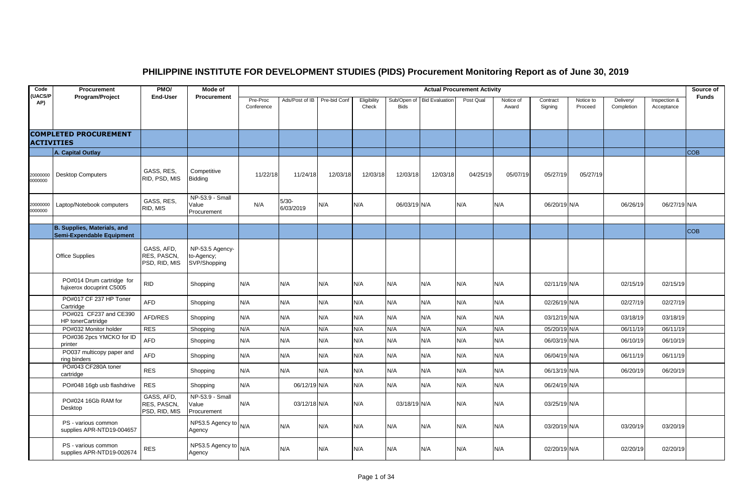# PHILIPPINE INSTITUTE FOR DEVELOPMENT STUDIES (PIDS) Procurement Monitoring Report as of June 30, 2019

| Code (UACS/PAP) | Procurement Program/Project | PMO/ End-User | Mode of Procurement | Actual Procurement Activity | | | | | | | | | | | | Source of Funds |
|---|---|---|---|---|---|---|---|---|---|---|---|---|---|---|---|---|
| | | | | Pre-Proc Conference | Ads/Post of IB | Pre-bid Conf | Eligibility Check | Sub/Open of Bids | Bid Evaluation | Post Qual | Notice of Award | Contract Signing | Notice to Proceed | Delivery/ Completion | Inspection & Acceptance | |
| **COMPLETED PROCUREMENT ACTIVITIES** | | | | | | | | | | | | | | | | |
| | **A. Capital Outlay** | | | | | | | | | | | | | | | COB |
| 200000000000000 | Desktop Computers | GASS, RES, RID, PSD, MIS | Competitive Bidding | 11/22/18 | 11/24/18 | 12/03/18 | 12/03/18 | 12/03/18 | 12/03/18 | 04/25/19 | 05/07/19 | 05/27/19 | 05/27/19 | | | |
| 200000000000000 | Laptop/Notebook computers | GASS, RES, RID, MIS | NP-53.9 - Small Value Procurement | N/A | 5/30-6/03/2019 | N/A | N/A | 06/03/19 | N/A | N/A | N/A | 06/20/19 | N/A | 06/26/19 | 06/27/19 | N/A |
| | **B. Supplies, Materials, and Semi-Expendable Equipment** | | | | | | | | | | | | | | | COB |
| | Office Supplies | GASS, AFD, RES, PASCN, PSD, RID, MIS | NP-53.5 Agency-to-Agency; SVP/Shopping | | | | | | | | | | | | | |
| | PO#014 Drum cartridge for fujixerox docuprint C5005 | RID | Shopping | N/A | N/A | N/A | N/A | N/A | N/A | N/A | N/A | 02/11/19 | N/A | 02/15/19 | 02/15/19 | |
| | PO#017 CF 237 HP Toner Cartridge | AFD | Shopping | N/A | N/A | N/A | N/A | N/A | N/A | N/A | N/A | 02/26/19 | N/A | 02/27/19 | 02/27/19 | |
| | PO#021 CF237 and CE390 HP tonerCartridge | AFD/RES | Shopping | N/A | N/A | N/A | N/A | N/A | N/A | N/A | N/A | 03/12/19 | N/A | 03/18/19 | 03/18/19 | |
| | PO#032 Monitor holder | RES | Shopping | N/A | N/A | N/A | N/A | N/A | N/A | N/A | N/A | 05/20/19 | N/A | 06/11/19 | 06/11/19 | |
| | PO#036 2pcs YMCKO for ID printer | AFD | Shopping | N/A | N/A | N/A | N/A | N/A | N/A | N/A | N/A | 06/03/19 | N/A | 06/10/19 | 06/10/19 | |
| | PO037 multicopy paper and ring binders | AFD | Shopping | N/A | N/A | N/A | N/A | N/A | N/A | N/A | N/A | 06/04/19 | N/A | 06/11/19 | 06/11/19 | |
| | PO#043 CF280A toner cartridge | RES | Shopping | N/A | N/A | N/A | N/A | N/A | N/A | N/A | N/A | 06/13/19 | N/A | 06/20/19 | 06/20/19 | |
| | PO#048 16gb usb flashdrive | RES | Shopping | N/A | 06/12/19 | N/A | N/A | N/A | N/A | N/A | N/A | 06/24/19 | N/A | | | |
| | PO#024 16Gb RAM for Desktop | GASS, AFD, RES, PASCN, PSD, RID, MIS | NP-53.9 - Small Value Procurement | N/A | 03/12/18 | N/A | N/A | 03/18/19 | N/A | N/A | N/A | 03/25/19 | N/A | | | |
| | PS - various common supplies APR-NTD19-004657 | | NP53.5 Agency to Agency | N/A | N/A | N/A | N/A | N/A | N/A | N/A | N/A | 03/20/19 | N/A | 03/20/19 | 03/20/19 | |
| | PS - various common supplies APR-NTD19-002674 | RES | NP53.5 Agency to Agency | N/A | N/A | N/A | N/A | N/A | N/A | N/A | N/A | 02/20/19 | N/A | 02/20/19 | 02/20/19 | |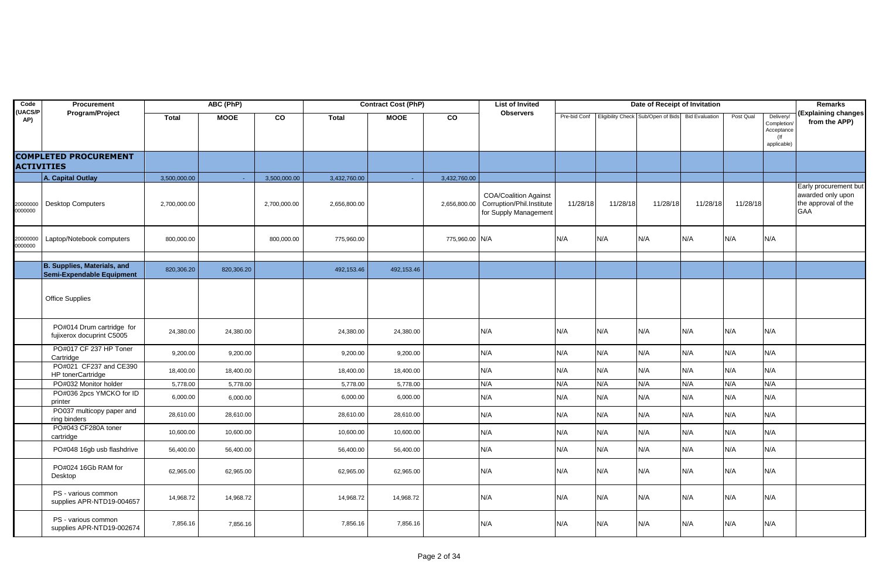| Code (UACS/PAP) | Procurement Program/Project | ABC (PhP) | | | Contract Cost (PhP) | | | List of Invited Observers | Date of Receipt of Invitation | | | | | | Remarks (Explaining changes from the APP) |
|---|---|---|---|---|---|---|---|---|---|---|---|---|---|---|---|
| | | Total | MOOE | CO | Total | MOOE | CO | | Pre-bid Conf | Eligibility Check | Sub/Open of Bids | Bid Evaluation | Post Qual | Delivery/ Completion/ Acceptance (If applicable) | |
| | **COMPLETED PROCUREMENT ACTIVITIES** | | | | | | | | | | | | | | |
| | **A. Capital Outlay** | 3,500,000.00 | - | 3,500,000.00 | 3,432,760.00 | - | 3,432,760.00 | | | | | | | | |
| 200000000000000 | Desktop Computers | 2,700,000.00 | | 2,700,000.00 | 2,656,800.00 | | 2,656,800.00 | COA/Coalition Against Corruption/Phil.Institute for Supply Management | 11/28/18 | 11/28/18 | 11/28/18 | 11/28/18 | 11/28/18 | | Early procurement but awarded only upon the approval of the GAA |
| 200000000000000 | Laptop/Notebook computers | 800,000.00 | | 800,000.00 | 775,960.00 | | 775,960.00 | N/A | N/A | N/A | N/A | N/A | N/A | N/A | |
| | | | | | | | | | | | | | | | |
| | **B. Supplies, Materials, and Semi-Expendable Equipment** | 820,306.20 | 820,306.20 | | 492,153.46 | 492,153.46 | | | | | | | | | |
| | Office Supplies | | | | | | | | | | | | | | |
| | PO#014 Drum cartridge for fujixerox docuprint C5005 | 24,380.00 | 24,380.00 | | 24,380.00 | 24,380.00 | | N/A | N/A | N/A | N/A | N/A | N/A | N/A | |
| | PO#017 CF 237 HP Toner Cartridge | 9,200.00 | 9,200.00 | | 9,200.00 | 9,200.00 | | N/A | N/A | N/A | N/A | N/A | N/A | N/A | |
| | PO#021 CF237 and CE390 HP tonerCartridge | 18,400.00 | 18,400.00 | | 18,400.00 | 18,400.00 | | N/A | N/A | N/A | N/A | N/A | N/A | N/A | |
| | PO#032 Monitor holder | 5,778.00 | 5,778.00 | | 5,778.00 | 5,778.00 | | N/A | N/A | N/A | N/A | N/A | N/A | N/A | |
| | PO#036 2pcs YMCKO for ID printer | 6,000.00 | 6,000.00 | | 6,000.00 | 6,000.00 | | N/A | N/A | N/A | N/A | N/A | N/A | N/A | |
| | PO037 multicopy paper and ring binders | 28,610.00 | 28,610.00 | | 28,610.00 | 28,610.00 | | N/A | N/A | N/A | N/A | N/A | N/A | N/A | |
| | PO#043 CF280A toner cartridge | 10,600.00 | 10,600.00 | | 10,600.00 | 10,600.00 | | N/A | N/A | N/A | N/A | N/A | N/A | N/A | |
| | PO#048 16gb usb flashdrive | 56,400.00 | 56,400.00 | | 56,400.00 | 56,400.00 | | N/A | N/A | N/A | N/A | N/A | N/A | N/A | |
| | PO#024 16Gb RAM for Desktop | 62,965.00 | 62,965.00 | | 62,965.00 | 62,965.00 | | N/A | N/A | N/A | N/A | N/A | N/A | N/A | |
| | PS - various common supplies APR-NTD19-004657 | 14,968.72 | 14,968.72 | | 14,968.72 | 14,968.72 | | N/A | N/A | N/A | N/A | N/A | N/A | N/A | |
| | PS - various common supplies APR-NTD19-002674 | 7,856.16 | 7,856.16 | | 7,856.16 | 7,856.16 | | N/A | N/A | N/A | N/A | N/A | N/A | N/A | |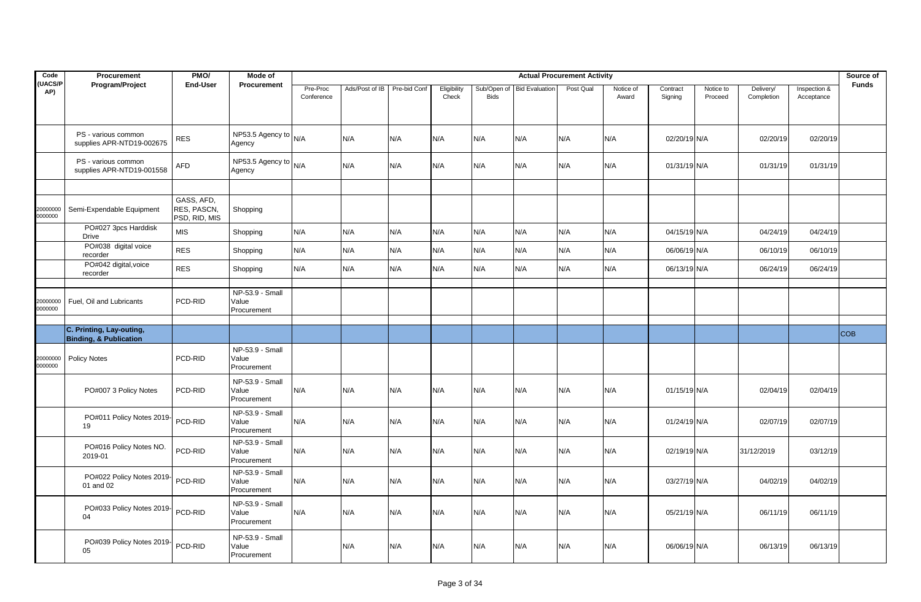| Code (UACS/PAP) | Procurement Program/Project | PMO/ End-User | Mode of Procurement | Actual Procurement Activity | | | | | | | | | | | | Source of Funds |
|---|---|---|---|---|---|---|---|---|---|---|---|---|---|---|---|---|
| | | | | Pre-Proc Conference | Ads/Post of IB | Pre-bid Conf | Eligibility Check | Sub/Open of Bids | Bid Evaluation | Post Qual | Notice of Award | Contract Signing | Notice to Proceed | Delivery/ Completion | Inspection & Acceptance | |
| | PS - various common supplies APR-NTD19-002675 | RES | NP53.5 Agency to Agency | N/A | N/A | N/A | N/A | N/A | N/A | N/A | N/A | 02/20/19 | N/A | 02/20/19 | 02/20/19 | |
| | PS - various common supplies APR-NTD19-001558 | AFD | NP53.5 Agency to Agency | N/A | N/A | N/A | N/A | N/A | N/A | N/A | N/A | 01/31/19 | N/A | 01/31/19 | 01/31/19 | |
| | | | | | | | | | | | | | | | | |
| 20000000 0000000 | Semi-Expendable Equipment | GASS, AFD, RES, PASCN, PSD, RID, MIS | Shopping | | | | | | | | | | | | | |
| | PO#027 3pcs Harddisk Drive | MIS | Shopping | N/A | N/A | N/A | N/A | N/A | N/A | N/A | N/A | 04/15/19 | N/A | 04/24/19 | 04/24/19 | |
| | PO#038 digital voice recorder | RES | Shopping | N/A | N/A | N/A | N/A | N/A | N/A | N/A | N/A | 06/06/19 | N/A | 06/10/19 | 06/10/19 | |
| | PO#042 digital,voice recorder | RES | Shopping | N/A | N/A | N/A | N/A | N/A | N/A | N/A | N/A | 06/13/19 | N/A | 06/24/19 | 06/24/19 | |
| | | | | | | | | | | | | | | | | |
| 20000000 0000000 | Fuel, Oil and Lubricants | PCD-RID | NP-53.9 - Small Value Procurement | | | | | | | | | | | | | |
| | | | | | | | | | | | | | | | | |
| | **C. Printing, Lay-outing, Binding, & Publication** | | | | | | | | | | | | | | | COB |
| 20000000 0000000 | Policy Notes | PCD-RID | NP-53.9 - Small Value Procurement | | | | | | | | | | | | | |
| | PO#007 3 Policy Notes | PCD-RID | NP-53.9 - Small Value Procurement | N/A | N/A | N/A | N/A | N/A | N/A | N/A | N/A | 01/15/19 | N/A | 02/04/19 | 02/04/19 | |
| | PO#011 Policy Notes 2019-19 | PCD-RID | NP-53.9 - Small Value Procurement | N/A | N/A | N/A | N/A | N/A | N/A | N/A | N/A | 01/24/19 | N/A | 02/07/19 | 02/07/19 | |
| | PO#016 Policy Notes NO. 2019-01 | PCD-RID | NP-53.9 - Small Value Procurement | N/A | N/A | N/A | N/A | N/A | N/A | N/A | N/A | 02/19/19 | N/A | 31/12/2019 | 03/12/19 | |
| | PO#022 Policy Notes 2019-01 and 02 | PCD-RID | NP-53.9 - Small Value Procurement | N/A | N/A | N/A | N/A | N/A | N/A | N/A | N/A | 03/27/19 | N/A | 04/02/19 | 04/02/19 | |
| | PO#033 Policy Notes 2019-04 | PCD-RID | NP-53.9 - Small Value Procurement | N/A | N/A | N/A | N/A | N/A | N/A | N/A | N/A | 05/21/19 | N/A | 06/11/19 | 06/11/19 | |
| | PO#039 Policy Notes 2019-05 | PCD-RID | NP-53.9 - Small Value Procurement | | N/A | N/A | N/A | N/A | N/A | N/A | N/A | 06/06/19 | N/A | 06/13/19 | 06/13/19 | |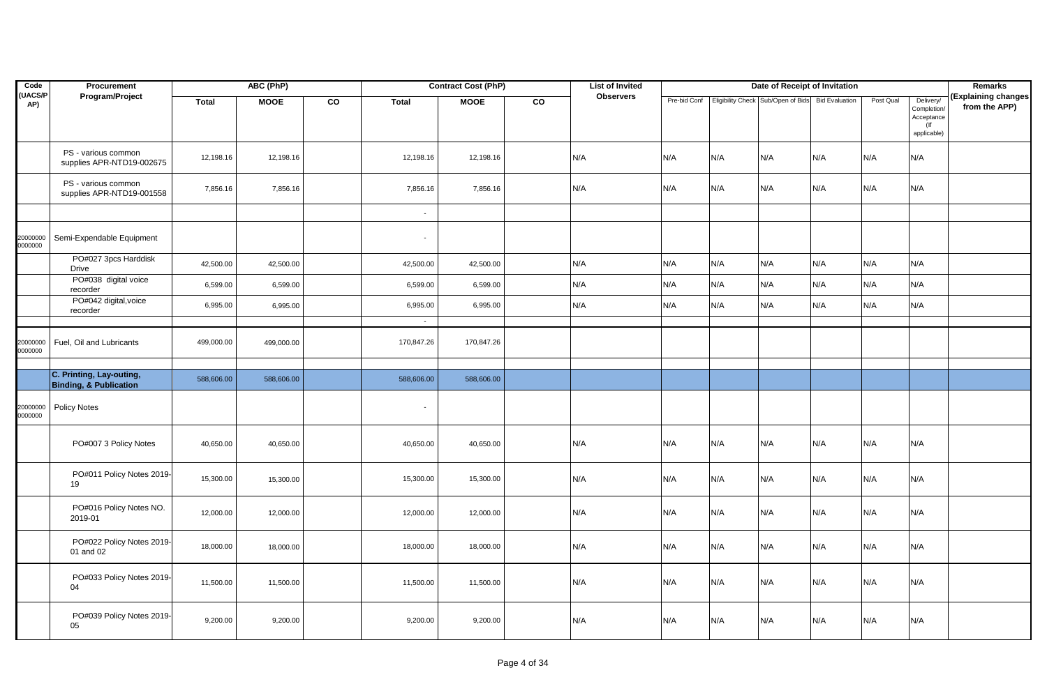| Code (UACS/PAP) | Procurement Program/Project | ABC (PhP) | | | Contract Cost (PhP) | | | List of Invited Observers | Date of Receipt of Invitation | | | | | | Remarks (Explaining changes from the APP) |
|---|---|---|---|---|---|---|---|---|---|---|---|---|---|---|---|
| | | Total | MOOE | CO | Total | MOOE | CO | | Pre-bid Conf | Eligibility Check | Sub/Open of Bids | Bid Evaluation | Post Qual | Delivery/ Completion/ Acceptance (If applicable) | |
| | PS - various common supplies APR-NTD19-002675 | 12,198.16 | 12,198.16 | | 12,198.16 | 12,198.16 | | N/A | N/A | N/A | N/A | N/A | N/A | N/A | |
| | PS - various common supplies APR-NTD19-001558 | 7,856.16 | 7,856.16 | | 7,856.16 | 7,856.16 | | N/A | N/A | N/A | N/A | N/A | N/A | N/A | |
| | | | | | - | | | | | | | | | | |
| 20000000 0000000 | Semi-Expendable Equipment | | | | - | | | | | | | | | | |
| | PO#027 3pcs Harddisk Drive | 42,500.00 | 42,500.00 | | 42,500.00 | 42,500.00 | | N/A | N/A | N/A | N/A | N/A | N/A | N/A | |
| | PO#038 digital voice recorder | 6,599.00 | 6,599.00 | | 6,599.00 | 6,599.00 | | N/A | N/A | N/A | N/A | N/A | N/A | N/A | |
| | PO#042 digital,voice recorder | 6,995.00 | 6,995.00 | | 6,995.00 | 6,995.00 | | N/A | N/A | N/A | N/A | N/A | N/A | N/A | |
| | | | | | - | | | | | | | | | | |
| 20000000 0000000 | Fuel, Oil and Lubricants | 499,000.00 | 499,000.00 | | 170,847.26 | 170,847.26 | | | | | | | | | |
| | | | | | | | | | | | | | | | |
| | **C. Printing, Lay-outing, Binding, & Publication** | 588,606.00 | 588,606.00 | | 588,606.00 | 588,606.00 | | | | | | | | | |
| 20000000 0000000 | Policy Notes | | | | - | | | | | | | | | | |
| | PO#007 3 Policy Notes | 40,650.00 | 40,650.00 | | 40,650.00 | 40,650.00 | | N/A | N/A | N/A | N/A | N/A | N/A | N/A | |
| | PO#011 Policy Notes 2019-19 | 15,300.00 | 15,300.00 | | 15,300.00 | 15,300.00 | | N/A | N/A | N/A | N/A | N/A | N/A | N/A | |
| | PO#016 Policy Notes NO. 2019-01 | 12,000.00 | 12,000.00 | | 12,000.00 | 12,000.00 | | N/A | N/A | N/A | N/A | N/A | N/A | N/A | |
| | PO#022 Policy Notes 2019-01 and 02 | 18,000.00 | 18,000.00 | | 18,000.00 | 18,000.00 | | N/A | N/A | N/A | N/A | N/A | N/A | N/A | |
| | PO#033 Policy Notes 2019-04 | 11,500.00 | 11,500.00 | | 11,500.00 | 11,500.00 | | N/A | N/A | N/A | N/A | N/A | N/A | N/A | |
| | PO#039 Policy Notes 2019-05 | 9,200.00 | 9,200.00 | | 9,200.00 | 9,200.00 | | N/A | N/A | N/A | N/A | N/A | N/A | N/A | |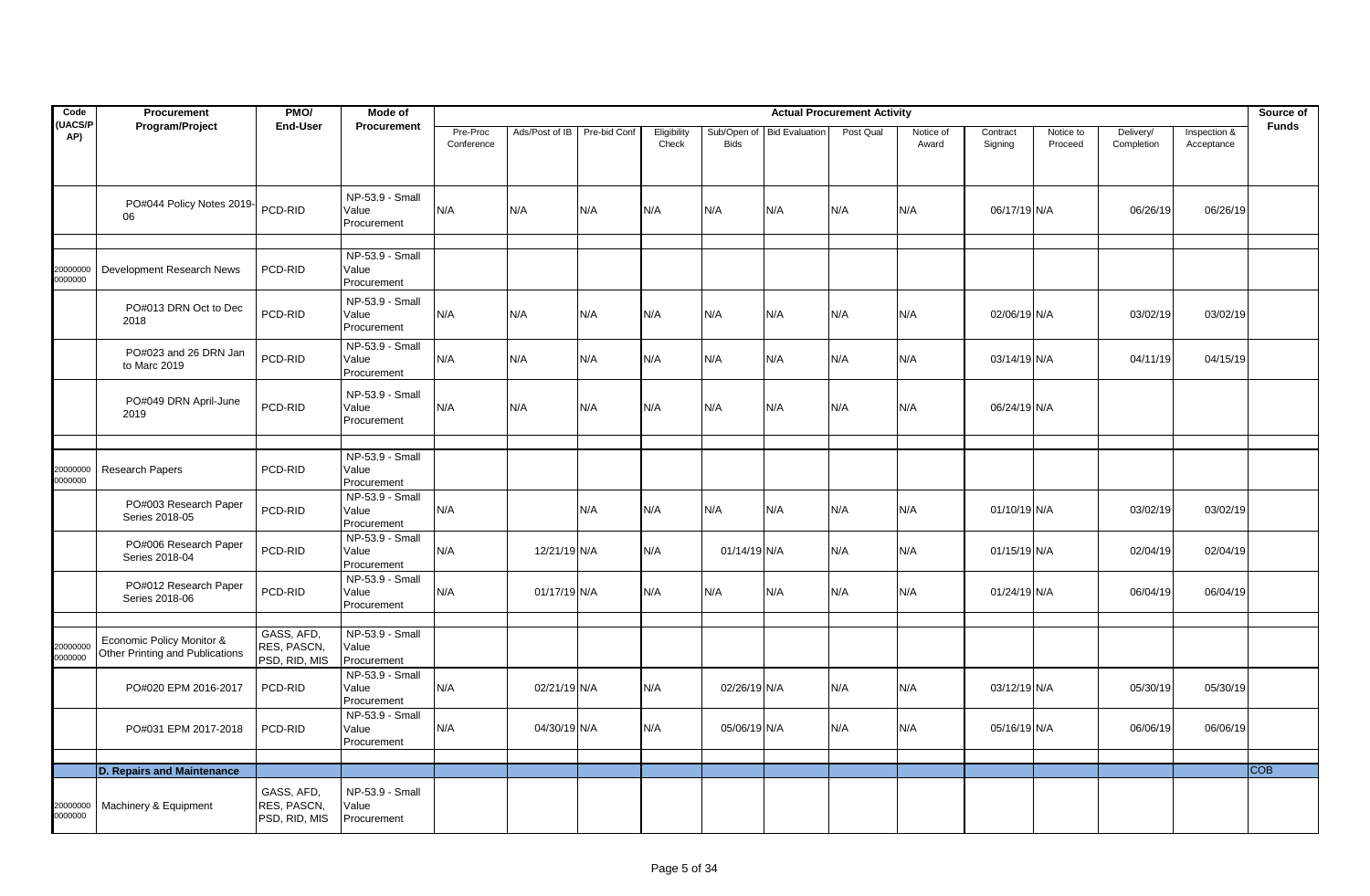| Code (UACS/PAP) | Procurement Program/Project | PMO/ End-User | Mode of Procurement | Actual Procurement Activity | | | | | | | | | | | | Source of Funds |
|---|---|---|---|---|---|---|---|---|---|---|---|---|---|---|---|---|
| | | | | Pre-Proc Conference | Ads/Post of IB | Pre-bid Conf | Eligibility Check | Sub/Open of Bids | Bid Evaluation | Post Qual | Notice of Award | Contract Signing | Notice to Proceed | Delivery/ Completion | Inspection & Acceptance | |
| | PO#044 Policy Notes 2019-06 | PCD-RID | NP-53.9 - Small Value Procurement | N/A | N/A | N/A | N/A | N/A | N/A | N/A | N/A | 06/17/19 | N/A | 06/26/19 | 06/26/19 | |
| | | | | | | | | | | | | | | | | |
| 200000000000000 | Development Research News | PCD-RID | NP-53.9 - Small Value Procurement | | | | | | | | | | | | | |
| | PO#013 DRN Oct to Dec 2018 | PCD-RID | NP-53.9 - Small Value Procurement | N/A | N/A | N/A | N/A | N/A | N/A | N/A | N/A | 02/06/19 | N/A | 03/02/19 | 03/02/19 | |
| | PO#023 and 26 DRN Jan to Marc 2019 | PCD-RID | NP-53.9 - Small Value Procurement | N/A | N/A | N/A | N/A | N/A | N/A | N/A | N/A | 03/14/19 | N/A | 04/11/19 | 04/15/19 | |
| | PO#049 DRN April-June 2019 | PCD-RID | NP-53.9 - Small Value Procurement | N/A | N/A | N/A | N/A | N/A | N/A | N/A | N/A | 06/24/19 | N/A | | | |
| | | | | | | | | | | | | | | | | |
| 200000000000000 | Research Papers | PCD-RID | NP-53.9 - Small Value Procurement | | | | | | | | | | | | | |
| | PO#003 Research Paper Series 2018-05 | PCD-RID | NP-53.9 - Small Value Procurement | N/A | | N/A | N/A | N/A | N/A | N/A | N/A | 01/10/19 | N/A | 03/02/19 | 03/02/19 | |
| | PO#006 Research Paper Series 2018-04 | PCD-RID | NP-53.9 - Small Value Procurement | N/A | 12/21/19 | N/A | N/A | 01/14/19 | N/A | N/A | N/A | 01/15/19 | N/A | 02/04/19 | 02/04/19 | |
| | PO#012 Research Paper Series 2018-06 | PCD-RID | NP-53.9 - Small Value Procurement | N/A | 01/17/19 | N/A | N/A | N/A | N/A | N/A | N/A | 01/24/19 | N/A | 06/04/19 | 06/04/19 | |
| | | | | | | | | | | | | | | | | |
| 200000000000000 | Economic Policy Monitor & Other Printing and Publications | GASS, AFD, RES, PASCN, PSD, RID, MIS | NP-53.9 - Small Value Procurement | | | | | | | | | | | | | |
| | PO#020 EPM 2016-2017 | PCD-RID | NP-53.9 - Small Value Procurement | N/A | 02/21/19 | N/A | N/A | 02/26/19 | N/A | N/A | N/A | 03/12/19 | N/A | 05/30/19 | 05/30/19 | |
| | PO#031 EPM 2017-2018 | PCD-RID | NP-53.9 - Small Value Procurement | N/A | 04/30/19 | N/A | N/A | 05/06/19 | N/A | N/A | N/A | 05/16/19 | N/A | 06/06/19 | 06/06/19 | |
| | | | | | | | | | | | | | | | | |
| | **D. Repairs and Maintenance** | | | | | | | | | | | | | | | COB |
| 200000000000000 | Machinery & Equipment | GASS, AFD, RES, PASCN, PSD, RID, MIS | NP-53.9 - Small Value Procurement | | | | | | | | | | | | | |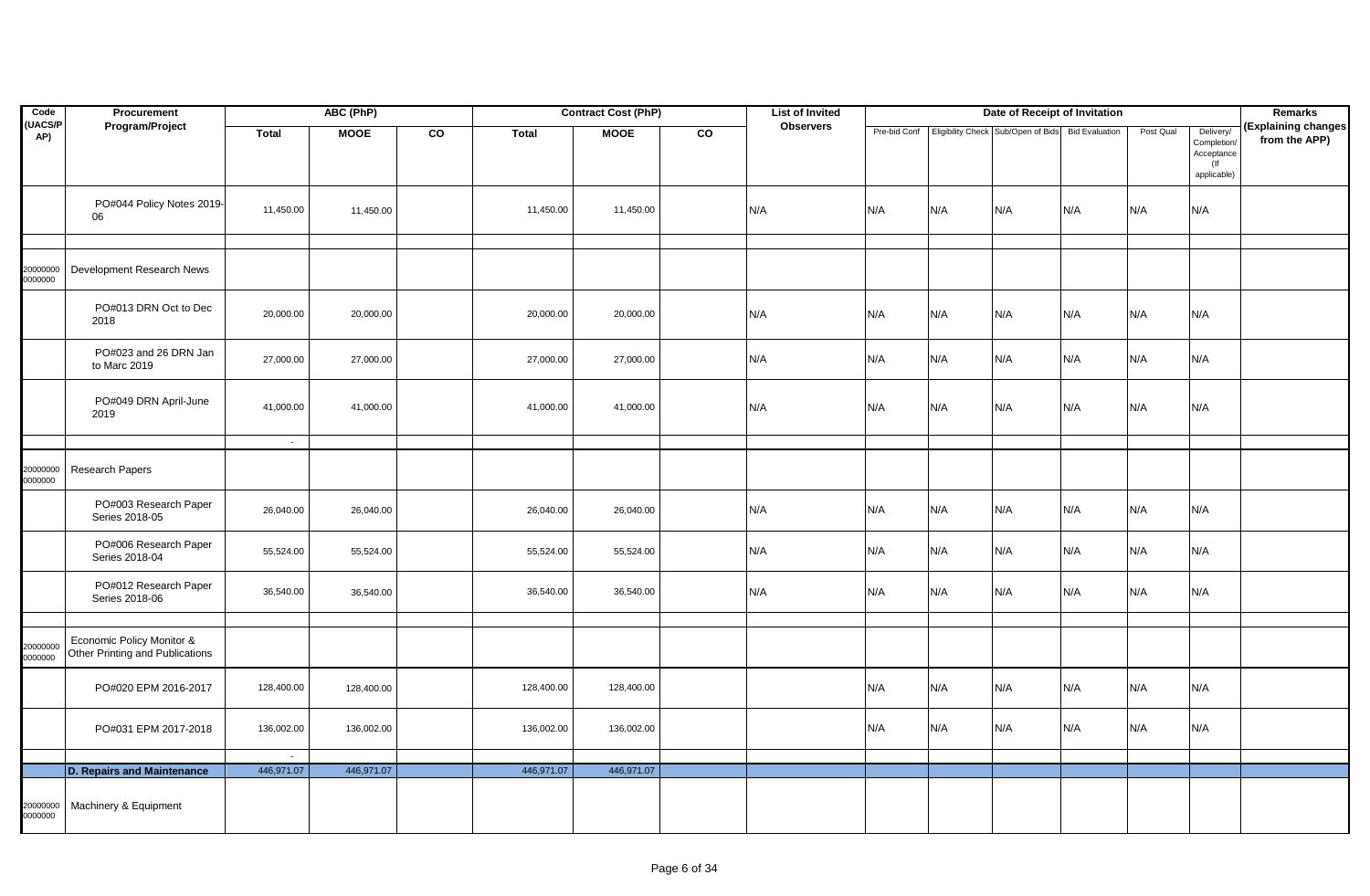| Code (UACS/PAP) | Procurement Program/Project | ABC (PhP) | | | Contract Cost (PhP) | | | List of Invited Observers | Date of Receipt of Invitation | | | | | | Remarks (Explaining changes from the APP) |
|---|---|---|---|---|---|---|---|---|---|---|---|---|---|---|---|
| | | Total | MOOE | CO | Total | MOOE | CO | | Pre-bid Conf | Eligibility Check | Sub/Open of Bids | Bid Evaluation | Post Qual | Delivery/ Completion/ Acceptance (If applicable) | |
| | PO#044 Policy Notes 2019-06 | 11,450.00 | 11,450.00 | | 11,450.00 | 11,450.00 | | N/A | N/A | N/A | N/A | N/A | N/A | N/A | |
| | | | | | | | | | | | | | | | |
| 200000000000000 | Development Research News | | | | | | | | | | | | | | |
| | PO#013 DRN Oct to Dec 2018 | 20,000.00 | 20,000.00 | | 20,000.00 | 20,000.00 | | N/A | N/A | N/A | N/A | N/A | N/A | N/A | |
| | PO#023 and 26 DRN Jan to Marc 2019 | 27,000.00 | 27,000.00 | | 27,000.00 | 27,000.00 | | N/A | N/A | N/A | N/A | N/A | N/A | N/A | |
| | PO#049 DRN April-June 2019 | 41,000.00 | 41,000.00 | | 41,000.00 | 41,000.00 | | N/A | N/A | N/A | N/A | N/A | N/A | N/A | |
| | | - | | | | | | | | | | | | | |
| 200000000000000 | Research Papers | | | | | | | | | | | | | | |
| | PO#003 Research Paper Series 2018-05 | 26,040.00 | 26,040.00 | | 26,040.00 | 26,040.00 | | N/A | N/A | N/A | N/A | N/A | N/A | N/A | |
| | PO#006 Research Paper Series 2018-04 | 55,524.00 | 55,524.00 | | 55,524.00 | 55,524.00 | | N/A | N/A | N/A | N/A | N/A | N/A | N/A | |
| | PO#012 Research Paper Series 2018-06 | 36,540.00 | 36,540.00 | | 36,540.00 | 36,540.00 | | N/A | N/A | N/A | N/A | N/A | N/A | N/A | |
| | | | | | | | | | | | | | | | |
| 200000000000000 | Economic Policy Monitor & Other Printing and Publications | | | | | | | | | | | | | | |
| | PO#020 EPM 2016-2017 | 128,400.00 | 128,400.00 | | 128,400.00 | 128,400.00 | | | N/A | N/A | N/A | N/A | N/A | N/A | |
| | PO#031 EPM 2017-2018 | 136,002.00 | 136,002.00 | | 136,002.00 | 136,002.00 | | | N/A | N/A | N/A | N/A | N/A | N/A | |
| | | - | | | | | | | | | | | | | |
| | **D. Repairs and Maintenance** | 446,971.07 | 446,971.07 | | 446,971.07 | 446,971.07 | | | | | | | | | |
| 200000000000000 | Machinery & Equipment | | | | | | | | | | | | | | |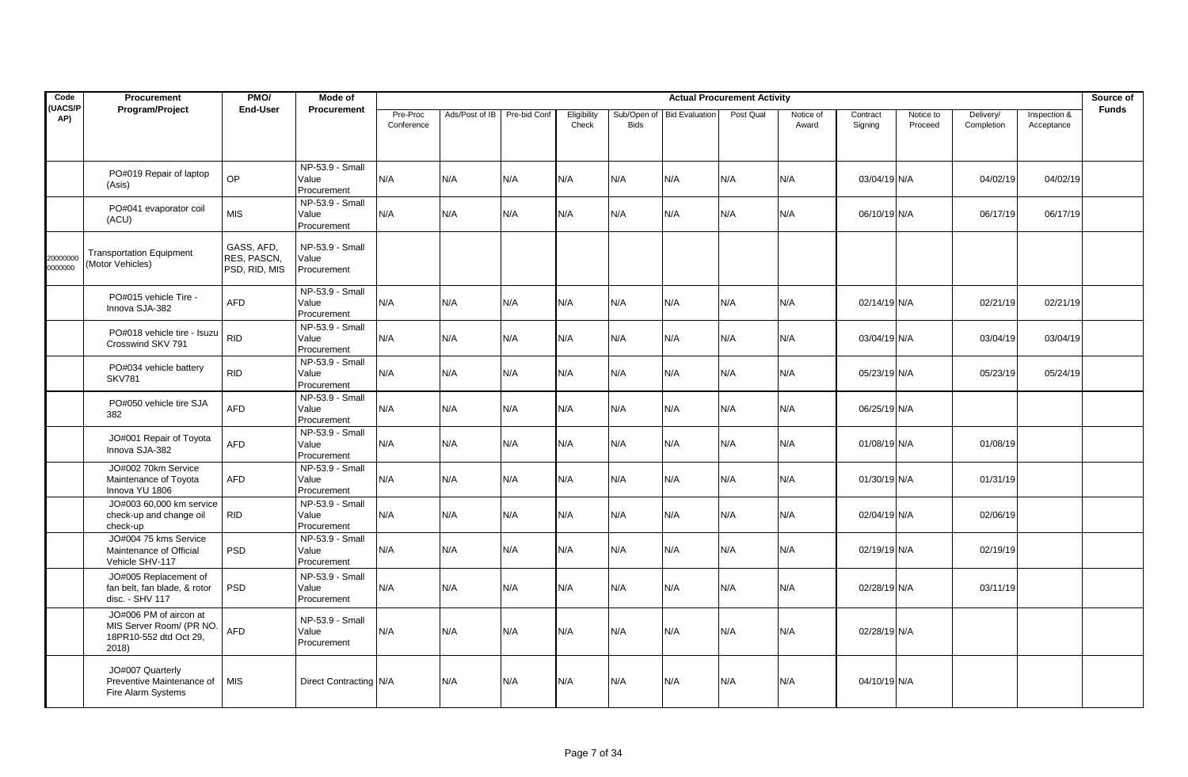| Code (UACS/PAP) | Procurement Program/Project | PMO/ End-User | Mode of Procurement | Actual Procurement Activity | | | | | | | | | | | | Source of Funds |
|---|---|---|---|---|---|---|---|---|---|---|---|---|---|---|---|---|
| | | | | Pre-Proc Conference | Ads/Post of IB | Pre-bid Conf | Eligibility Check | Sub/Open of Bids | Bid Evaluation | Post Qual | Notice of Award | Contract Signing | Notice to Proceed | Delivery/ Completion | Inspection & Acceptance | |
| | PO#019 Repair of laptop (Asis) | OP | NP-53.9 - Small Value Procurement | N/A | N/A | N/A | N/A | N/A | N/A | N/A | N/A | 03/04/19 | N/A | 04/02/19 | 04/02/19 | |
| | PO#041 evaporator coil (ACU) | MIS | NP-53.9 - Small Value Procurement | N/A | N/A | N/A | N/A | N/A | N/A | N/A | N/A | 06/10/19 | N/A | 06/17/19 | 06/17/19 | |
| 200000000000000 | Transportation Equipment (Motor Vehicles) | GASS, AFD, RES, PASCN, PSD, RID, MIS | NP-53.9 - Small Value Procurement | | | | | | | | | | | | | |
| | PO#015 vehicle Tire - Innova SJA-382 | AFD | NP-53.9 - Small Value Procurement | N/A | N/A | N/A | N/A | N/A | N/A | N/A | N/A | 02/14/19 | N/A | 02/21/19 | 02/21/19 | |
| | PO#018 vehicle tire - Isuzu Crosswind SKV 791 | RID | NP-53.9 - Small Value Procurement | N/A | N/A | N/A | N/A | N/A | N/A | N/A | N/A | 03/04/19 | N/A | 03/04/19 | 03/04/19 | |
| | PO#034 vehicle battery SKV781 | RID | NP-53.9 - Small Value Procurement | N/A | N/A | N/A | N/A | N/A | N/A | N/A | N/A | 05/23/19 | N/A | 05/23/19 | 05/24/19 | |
| | PO#050 vehicle tire SJA 382 | AFD | NP-53.9 - Small Value Procurement | N/A | N/A | N/A | N/A | N/A | N/A | N/A | N/A | 06/25/19 | N/A | | | |
| | JO#001 Repair of Toyota Innova SJA-382 | AFD | NP-53.9 - Small Value Procurement | N/A | N/A | N/A | N/A | N/A | N/A | N/A | N/A | 01/08/19 | N/A | 01/08/19 | | |
| | JO#002 70km Service Maintenance of Toyota Innova YU 1806 | AFD | NP-53.9 - Small Value Procurement | N/A | N/A | N/A | N/A | N/A | N/A | N/A | N/A | 01/30/19 | N/A | 01/31/19 | | |
| | JO#003 60,000 km service check-up and change oil check-up | RID | NP-53.9 - Small Value Procurement | N/A | N/A | N/A | N/A | N/A | N/A | N/A | N/A | 02/04/19 | N/A | 02/06/19 | | |
| | JO#004 75 kms Service Maintenance of Official Vehicle SHV-117 | PSD | NP-53.9 - Small Value Procurement | N/A | N/A | N/A | N/A | N/A | N/A | N/A | N/A | 02/19/19 | N/A | 02/19/19 | | |
| | JO#005 Replacement of fan belt, fan blade, & rotor disc. - SHV 117 | PSD | NP-53.9 - Small Value Procurement | N/A | N/A | N/A | N/A | N/A | N/A | N/A | N/A | 02/28/19 | N/A | 03/11/19 | | |
| | JO#006 PM of aircon at MIS Server Room/ (PR NO. 18PR10-552 dtd Oct 29, 2018) | AFD | NP-53.9 - Small Value Procurement | N/A | N/A | N/A | N/A | N/A | N/A | N/A | N/A | 02/28/19 | N/A | | | |
| | JO#007 Quarterly Preventive Maintenance of Fire Alarm Systems | MIS | Direct Contracting | N/A | N/A | N/A | N/A | N/A | N/A | N/A | N/A | 04/10/19 | N/A | | | |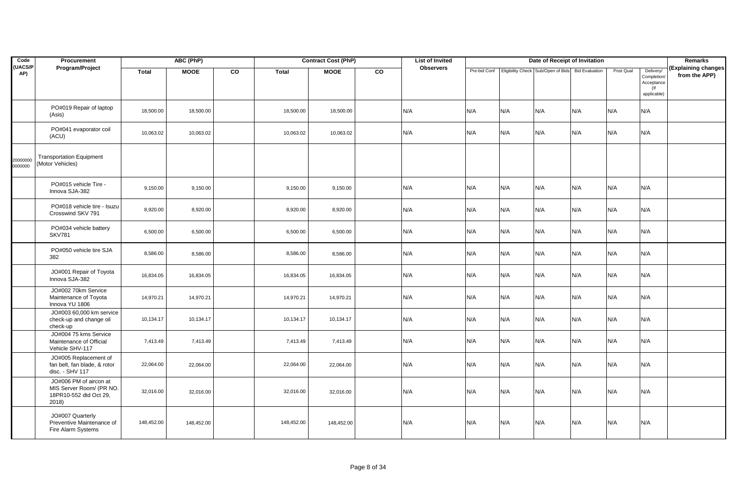| Code (UACS/PAP) | Procurement Program/Project | ABC (PhP) | | | Contract Cost (PhP) | | | List of Invited Observers | Date of Receipt of Invitation | | | | | | Remarks (Explaining changes from the APP) |
|---|---|---|---|---|---|---|---|---|---|---|---|---|---|---|---|
| | | Total | MOOE | CO | Total | MOOE | CO | | Pre-bid Conf | Eligibility Check | Sub/Open of Bids | Bid Evaluation | Post Qual | Delivery/ Completion/ Acceptance (If applicable) | |
| | PO#019 Repair of laptop (Asis) | 18,500.00 | 18,500.00 | | 18,500.00 | 18,500.00 | | N/A | N/A | N/A | N/A | N/A | N/A | N/A | |
| | PO#041 evaporator coil (ACU) | 10,063.02 | 10,063.02 | | 10,063.02 | 10,063.02 | | N/A | N/A | N/A | N/A | N/A | N/A | N/A | |
| 200000000000000 | Transportation Equipment (Motor Vehicles) | | | | | | | | | | | | | | |
| | PO#015 vehicle Tire - Innova SJA-382 | 9,150.00 | 9,150.00 | | 9,150.00 | 9,150.00 | | N/A | N/A | N/A | N/A | N/A | N/A | N/A | |
| | PO#018 vehicle tire - Isuzu Crosswind SKV 791 | 8,920.00 | 8,920.00 | | 8,920.00 | 8,920.00 | | N/A | N/A | N/A | N/A | N/A | N/A | N/A | |
| | PO#034 vehicle battery SKV781 | 6,500.00 | 6,500.00 | | 6,500.00 | 6,500.00 | | N/A | N/A | N/A | N/A | N/A | N/A | N/A | |
| | PO#050 vehicle tire SJA 382 | 8,586.00 | 8,586.00 | | 8,586.00 | 8,586.00 | | N/A | N/A | N/A | N/A | N/A | N/A | N/A | |
| | JO#001 Repair of Toyota Innova SJA-382 | 16,834.05 | 16,834.05 | | 16,834.05 | 16,834.05 | | N/A | N/A | N/A | N/A | N/A | N/A | N/A | |
| | JO#002 70km Service Maintenance of Toyota Innova YU 1806 | 14,970.21 | 14,970.21 | | 14,970.21 | 14,970.21 | | N/A | N/A | N/A | N/A | N/A | N/A | N/A | |
| | JO#003 60,000 km service check-up and change oil check-up | 10,134.17 | 10,134.17 | | 10,134.17 | 10,134.17 | | N/A | N/A | N/A | N/A | N/A | N/A | N/A | |
| | JO#004 75 kms Service Maintenance of Official Vehicle SHV-117 | 7,413.49 | 7,413.49 | | 7,413.49 | 7,413.49 | | N/A | N/A | N/A | N/A | N/A | N/A | N/A | |
| | JO#005 Replacement of fan belt, fan blade, & rotor disc. - SHV 117 | 22,064.00 | 22,064.00 | | 22,064.00 | 22,064.00 | | N/A | N/A | N/A | N/A | N/A | N/A | N/A | |
| | JO#006 PM of aircon at MIS Server Room/ (PR NO. 18PR10-552 dtd Oct 29, 2018) | 32,016.00 | 32,016.00 | | 32,016.00 | 32,016.00 | | N/A | N/A | N/A | N/A | N/A | N/A | N/A | |
| | JO#007 Quarterly Preventive Maintenance of Fire Alarm Systems | 148,452.00 | 148,452.00 | | 148,452.00 | 148,452.00 | | N/A | N/A | N/A | N/A | N/A | N/A | N/A | |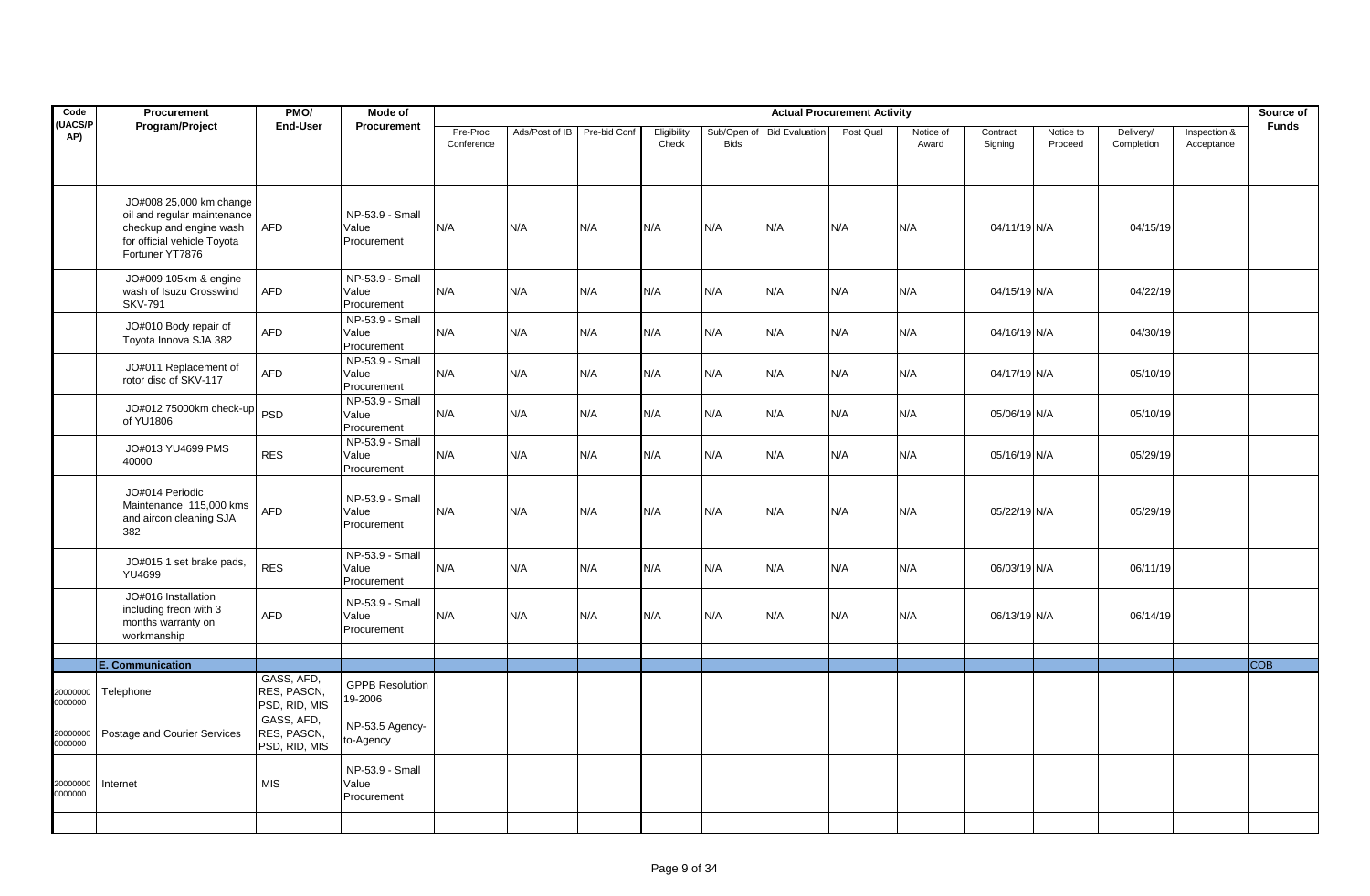| Code (UACS/PAP) | Procurement Program/Project | PMO/ End-User | Mode of Procurement | Actual Procurement Activity | | | | | | | | | | | | Source of Funds |
|---|---|---|---|---|---|---|---|---|---|---|---|---|---|---|---|---|
| | | | | Pre-Proc Conference | Ads/Post of IB | Pre-bid Conf | Eligibility Check | Sub/Open of Bids | Bid Evaluation | Post Qual | Notice of Award | Contract Signing | Notice to Proceed | Delivery/ Completion | Inspection & Acceptance | |
| | JO#008 25,000 km change oil and regular maintenance checkup and engine wash for official vehicle Toyota Fortuner YT7876 | AFD | NP-53.9 - Small Value Procurement | N/A | N/A | N/A | N/A | N/A | N/A | N/A | N/A | 04/11/19 | N/A | 04/15/19 | | |
| | JO#009 105km & engine wash of Isuzu Crosswind SKV-791 | AFD | NP-53.9 - Small Value Procurement | N/A | N/A | N/A | N/A | N/A | N/A | N/A | N/A | 04/15/19 | N/A | 04/22/19 | | |
| | JO#010 Body repair of Toyota Innova SJA 382 | AFD | NP-53.9 - Small Value Procurement | N/A | N/A | N/A | N/A | N/A | N/A | N/A | N/A | 04/16/19 | N/A | 04/30/19 | | |
| | JO#011 Replacement of rotor disc of SKV-117 | AFD | NP-53.9 - Small Value Procurement | N/A | N/A | N/A | N/A | N/A | N/A | N/A | N/A | 04/17/19 | N/A | 05/10/19 | | |
| | JO#012 75000km check-up of YU1806 | PSD | NP-53.9 - Small Value Procurement | N/A | N/A | N/A | N/A | N/A | N/A | N/A | N/A | 05/06/19 | N/A | 05/10/19 | | |
| | JO#013 YU4699 PMS 40000 | RES | NP-53.9 - Small Value Procurement | N/A | N/A | N/A | N/A | N/A | N/A | N/A | N/A | 05/16/19 | N/A | 05/29/19 | | |
| | JO#014 Periodic Maintenance 115,000 kms and aircon cleaning SJA 382 | AFD | NP-53.9 - Small Value Procurement | N/A | N/A | N/A | N/A | N/A | N/A | N/A | N/A | 05/22/19 | N/A | 05/29/19 | | |
| | JO#015 1 set brake pads, YU4699 | RES | NP-53.9 - Small Value Procurement | N/A | N/A | N/A | N/A | N/A | N/A | N/A | N/A | 06/03/19 | N/A | 06/11/19 | | |
| | JO#016 Installation including freon with 3 months warranty on workmanship | AFD | NP-53.9 - Small Value Procurement | N/A | N/A | N/A | N/A | N/A | N/A | N/A | N/A | 06/13/19 | N/A | 06/14/19 | | |
| | | | | | | | | | | | | | | | | |
| | **E. Communication** | | | | | | | | | | | | | | | COB |
| 200000000000000 | Telephone | GASS, AFD, RES, PASCN, PSD, RID, MIS | GPPB Resolution 19-2006 | | | | | | | | | | | | | |
| 200000000000000 | Postage and Courier Services | GASS, AFD, RES, PASCN, PSD, RID, MIS | NP-53.5 Agency-to-Agency | | | | | | | | | | | | | |
| 200000000000000 | Internet | MIS | NP-53.9 - Small Value Procurement | | | | | | | | | | | | | |
| | | | | | | | | | | | | | | | | |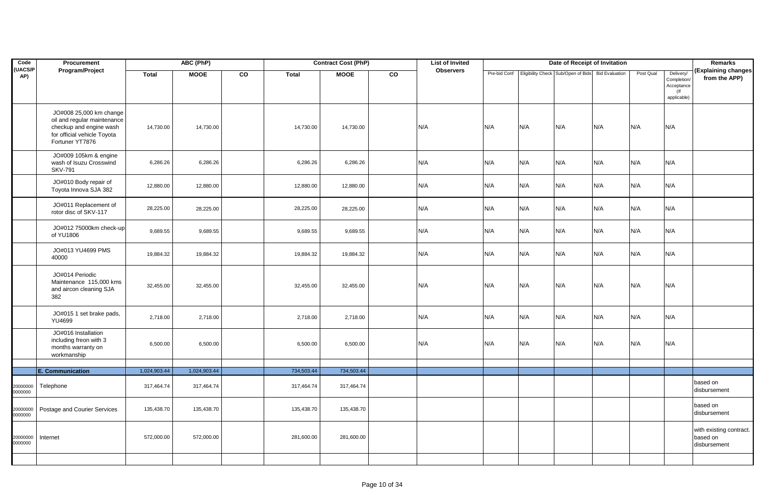| Code (UACS/PAP) | Procurement Program/Project | ABC (PhP) | | | Contract Cost (PhP) | | | List of Invited Observers | Date of Receipt of Invitation | | | | | | Remarks (Explaining changes from the APP) |
|---|---|---|---|---|---|---|---|---|---|---|---|---|---|---|---|
| | | Total | MOOE | CO | Total | MOOE | CO | | Pre-bid Conf | Eligibility Check | Sub/Open of Bids | Bid Evaluation | Post Qual | Delivery/ Completion/ Acceptance (If applicable) | |
| | JO#008 25,000 km change oil and regular maintenance checkup and engine wash for official vehicle Toyota Fortuner YT7876 | 14,730.00 | 14,730.00 | | 14,730.00 | 14,730.00 | | N/A | N/A | N/A | N/A | N/A | N/A | N/A | |
| | JO#009 105km & engine wash of Isuzu Crosswind SKV-791 | 6,286.26 | 6,286.26 | | 6,286.26 | 6,286.26 | | N/A | N/A | N/A | N/A | N/A | N/A | N/A | |
| | JO#010 Body repair of Toyota Innova SJA 382 | 12,880.00 | 12,880.00 | | 12,880.00 | 12,880.00 | | N/A | N/A | N/A | N/A | N/A | N/A | N/A | |
| | JO#011 Replacement of rotor disc of SKV-117 | 28,225.00 | 28,225.00 | | 28,225.00 | 28,225.00 | | N/A | N/A | N/A | N/A | N/A | N/A | N/A | |
| | JO#012 75000km check-up of YU1806 | 9,689.55 | 9,689.55 | | 9,689.55 | 9,689.55 | | N/A | N/A | N/A | N/A | N/A | N/A | N/A | |
| | JO#013 YU4699 PMS 40000 | 19,884.32 | 19,884.32 | | 19,884.32 | 19,884.32 | | N/A | N/A | N/A | N/A | N/A | N/A | N/A | |
| | JO#014 Periodic Maintenance 115,000 kms and aircon cleaning SJA 382 | 32,455.00 | 32,455.00 | | 32,455.00 | 32,455.00 | | N/A | N/A | N/A | N/A | N/A | N/A | N/A | |
| | JO#015 1 set brake pads, YU4699 | 2,718.00 | 2,718.00 | | 2,718.00 | 2,718.00 | | N/A | N/A | N/A | N/A | N/A | N/A | N/A | |
| | JO#016 Installation including freon with 3 months warranty on workmanship | 6,500.00 | 6,500.00 | | 6,500.00 | 6,500.00 | | N/A | N/A | N/A | N/A | N/A | N/A | N/A | |
| | | | | | | | | | | | | | | | |
| | **E. Communication** | 1,024,903.44 | 1,024,903.44 | | 734,503.44 | 734,503.44 | | | | | | | | | |
| 200000000000000 | Telephone | 317,464.74 | 317,464.74 | | 317,464.74 | 317,464.74 | | | | | | | | | based on disbursement |
| 200000000000000 | Postage and Courier Services | 135,438.70 | 135,438.70 | | 135,438.70 | 135,438.70 | | | | | | | | | based on disbursement |
| 200000000000000 | Internet | 572,000.00 | 572,000.00 | | 281,600.00 | 281,600.00 | | | | | | | | | with existing contract. based on disbursement |
| | | | | | | | | | | | | | | | |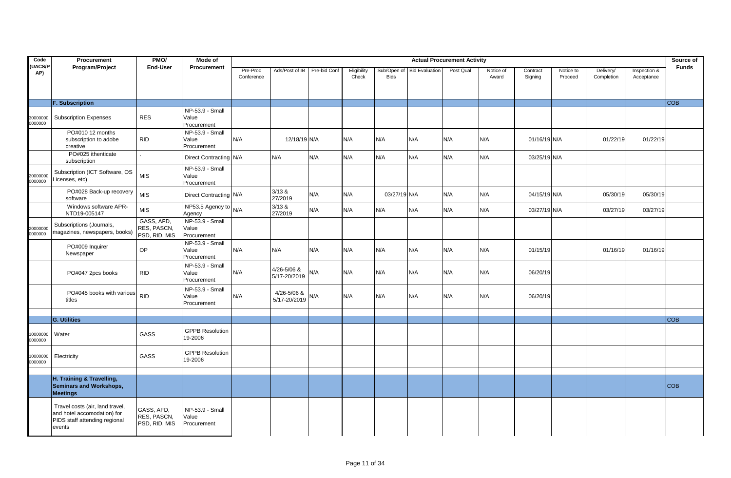| Code (UACS/PAP) | Procurement Program/Project | PMO/ End-User | Mode of Procurement | Actual Procurement Activity | | | | | | | | | | | | Source of Funds |
|---|---|---|---|---|---|---|---|---|---|---|---|---|---|---|---|---|
| | | | | Pre-Proc Conference | Ads/Post of IB | Pre-bid Conf | Eligibility Check | Sub/Open of Bids | Bid Evaluation | Post Qual | Notice of Award | Contract Signing | Notice to Proceed | Delivery/ Completion | Inspection & Acceptance | |
| | **F. Subscription** | | | | | | | | | | | | | | | COB |
| 300000000000000 | Subscription Expenses | RES | NP-53.9 - Small Value Procurement | | | | | | | | | | | | | |
| | PO#010 12 months subscription to adobe creative | RID | NP-53.9 - Small Value Procurement | N/A | 12/18/19 | N/A | N/A | N/A | N/A | N/A | N/A | 01/16/19 | N/A | 01/22/19 | 01/22/19 | |
| | PO#025 ithenticate subscription | ` | Direct Contracting | N/A | N/A | N/A | N/A | N/A | N/A | N/A | N/A | 03/25/19 | N/A | | | |
| 200000000000000 | Subscription (ICT Software, OS Licenses, etc) | MIS | NP-53.9 - Small Value Procurement | | | | | | | | | | | | | |
| | PO#028 Back-up recovery software | MIS | Direct Contracting | N/A | 3/13 & 27/2019 | N/A | N/A | 03/27/19 | N/A | N/A | N/A | 04/15/19 | N/A | 05/30/19 | 05/30/19 | |
| | Windows software APR-NTD19-005147 | MIS | NP53.5 Agency to Agency | N/A | 3/13 & 27/2019 | N/A | N/A | N/A | N/A | N/A | N/A | 03/27/19 | N/A | 03/27/19 | 03/27/19 | |
| 200000000000000 | Subscriptions (Journals, magazines, newspapers, books) | GASS, AFD, RES, PASCN, PSD, RID, MIS | NP-53.9 - Small Value Procurement | | | | | | | | | | | | | |
| | PO#009 Inquirer Newspaper | OP | NP-53.9 - Small Value Procurement | N/A | N/A | N/A | N/A | N/A | N/A | N/A | N/A | 01/15/19 | | 01/16/19 | 01/16/19 | |
| | PO#047 2pcs books | RID | NP-53.9 - Small Value Procurement | N/A | 4/26-5/06 & 5/17-20/2019 | N/A | N/A | N/A | N/A | N/A | N/A | 06/20/19 | | | | |
| | PO#045 books with various titles | RID | NP-53.9 - Small Value Procurement | N/A | 4/26-5/06 & 5/17-20/2019 | N/A | N/A | N/A | N/A | N/A | N/A | 06/20/19 | | | | |
| | | | | | | | | | | | | | | | | |
| | **G. Utilities** | | | | | | | | | | | | | | | COB |
| 100000000000000 | Water | GASS | GPPB Resolution 19-2006 | | | | | | | | | | | | | |
| 100000000000000 | Electricity | GASS | GPPB Resolution 19-2006 | | | | | | | | | | | | | |
| | | | | | | | | | | | | | | | | |
| | **H. Training & Travelling, Seminars and Workshops, Meetings** | | | | | | | | | | | | | | | COB |
| | Travel costs (air, land travel, and hotel accomodation) for PIDS staff attending regional events | GASS, AFD, RES, PASCN, PSD, RID, MIS | NP-53.9 - Small Value Procurement | | | | | | | | | | | | | |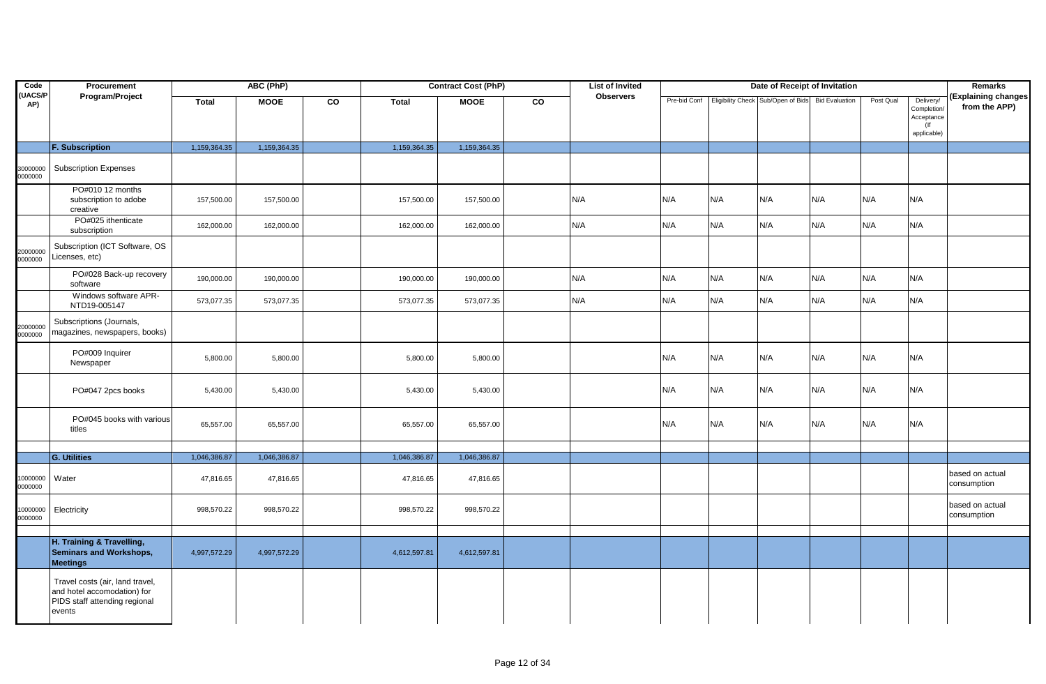| Code (UACS/PAP) | Procurement Program/Project | ABC (PhP) | | | Contract Cost (PhP) | | | List of Invited Observers | Date of Receipt of Invitation | | | | | | Remarks (Explaining changes from the APP) |
|---|---|---|---|---|---|---|---|---|---|---|---|---|---|---|---|
| | | Total | MOOE | CO | Total | MOOE | CO | | Pre-bid Conf | Eligibility Check | Sub/Open of Bids | Bid Evaluation | Post Qual | Delivery/ Completion/ Acceptance (If applicable) | |
| | **F. Subscription** | 1,159,364.35 | 1,159,364.35 | | 1,159,364.35 | 1,159,364.35 | | | | | | | | | |
| 300000000000000 | Subscription Expenses | | | | | | | | | | | | | | |
| | PO#010 12 months subscription to adobe creative | 157,500.00 | 157,500.00 | | 157,500.00 | 157,500.00 | | N/A | N/A | N/A | N/A | N/A | N/A | N/A | |
| | PO#025 ithenticate subscription | 162,000.00 | 162,000.00 | | 162,000.00 | 162,000.00 | | N/A | N/A | N/A | N/A | N/A | N/A | N/A | |
| 200000000000000 | Subscription (ICT Software, OS Licenses, etc) | | | | | | | | | | | | | | |
| | PO#028 Back-up recovery software | 190,000.00 | 190,000.00 | | 190,000.00 | 190,000.00 | | N/A | N/A | N/A | N/A | N/A | N/A | N/A | |
| | Windows software APR-NTD19-005147 | 573,077.35 | 573,077.35 | | 573,077.35 | 573,077.35 | | N/A | N/A | N/A | N/A | N/A | N/A | N/A | |
| 200000000000000 | Subscriptions (Journals, magazines, newspapers, books) | | | | | | | | | | | | | | |
| | PO#009 Inquirer Newspaper | 5,800.00 | 5,800.00 | | 5,800.00 | 5,800.00 | | | N/A | N/A | N/A | N/A | N/A | N/A | |
| | PO#047 2pcs books | 5,430.00 | 5,430.00 | | 5,430.00 | 5,430.00 | | | N/A | N/A | N/A | N/A | N/A | N/A | |
| | PO#045 books with various titles | 65,557.00 | 65,557.00 | | 65,557.00 | 65,557.00 | | | N/A | N/A | N/A | N/A | N/A | N/A | |
| | | | | | | | | | | | | | | | |
| | **G. Utilities** | 1,046,386.87 | 1,046,386.87 | | 1,046,386.87 | 1,046,386.87 | | | | | | | | | |
| 100000000000000 | Water | 47,816.65 | 47,816.65 | | 47,816.65 | 47,816.65 | | | | | | | | | based on actual consumption |
| 100000000000000 | Electricity | 998,570.22 | 998,570.22 | | 998,570.22 | 998,570.22 | | | | | | | | | based on actual consumption |
| | | | | | | | | | | | | | | | |
| | **H. Training & Travelling, Seminars and Workshops, Meetings** | 4,997,572.29 | 4,997,572.29 | | 4,612,597.81 | 4,612,597.81 | | | | | | | | | |
| | Travel costs (air, land travel, and hotel accomodation) for PIDS staff attending regional events | | | | | | | | | | | | | | |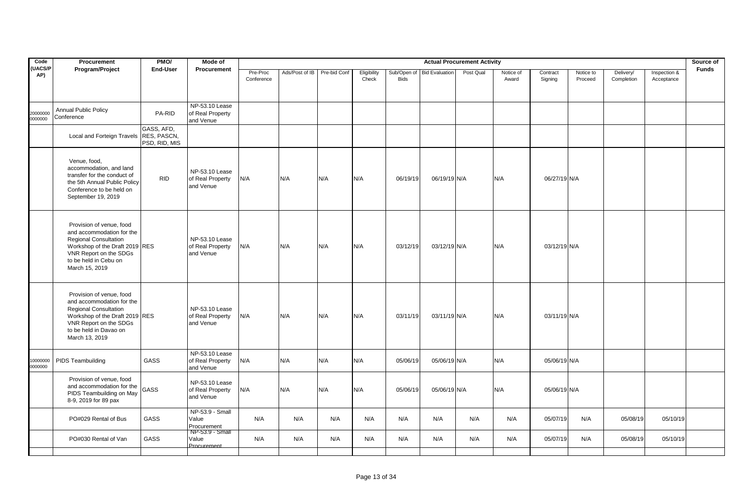| Code (UACS/PAP) | Procurement Program/Project | PMO/ End-User | Mode of Procurement | Actual Procurement Activity | | | | | | | | | | | | Source of Funds |
|---|---|---|---|---|---|---|---|---|---|---|---|---|---|---|---|---|
| | | | | Pre-Proc Conference | Ads/Post of IB | Pre-bid Conf | Eligibility Check | Sub/Open of Bids | Bid Evaluation | Post Qual | Notice of Award | Contract Signing | Notice to Proceed | Delivery/ Completion | Inspection & Acceptance | |
| 200000000000000 | Annual Public Policy Conference | PA-RID | NP-53.10 Lease of Real Property and Venue | | | | | | | | | | | | | |
| | Local and Forteign Travels | GASS, AFD, RES, PASCN, PSD, RID, MIS | | | | | | | | | | | | | | |
| | Venue, food, accommodation, and land transfer for the conduct of the 5th Annual Public Policy Conference to be held on September 19, 2019 | RID | NP-53.10 Lease of Real Property and Venue | N/A | N/A | N/A | N/A | 06/19/19 | 06/19/19 | N/A | N/A | 06/27/19 | N/A | | | |
| | Provision of venue, food and accommodation for the Regional Consultation Workshop of the Draft 2019 VNR Report on the SDGs to be held in Cebu on March 15, 2019 | RES | NP-53.10 Lease of Real Property and Venue | N/A | N/A | N/A | N/A | 03/12/19 | 03/12/19 | N/A | N/A | 03/12/19 | N/A | | | |
| | Provision of venue, food and accommodation for the Regional Consultation Workshop of the Draft 2019 VNR Report on the SDGs to be held in Davao on March 13, 2019 | RES | NP-53.10 Lease of Real Property and Venue | N/A | N/A | N/A | N/A | 03/11/19 | 03/11/19 | N/A | N/A | 03/11/19 | N/A | | | |
| 100000000000000 | PIDS Teambuilding | GASS | NP-53.10 Lease of Real Property and Venue | N/A | N/A | N/A | N/A | 05/06/19 | 05/06/19 | N/A | N/A | 05/06/19 | N/A | | | |
| | Provision of venue, food and accommodation for the PIDS Teambuilding on May 8-9, 2019 for 89 pax | GASS | NP-53.10 Lease of Real Property and Venue | N/A | N/A | N/A | N/A | 05/06/19 | 05/06/19 | N/A | N/A | 05/06/19 | N/A | | | |
| | PO#029 Rental of Bus | GASS | NP-53.9 - Small Value Procurement | N/A | N/A | N/A | N/A | N/A | N/A | N/A | N/A | 05/07/19 | N/A | 05/08/19 | 05/10/19 | |
| | PO#030 Rental of Van | GASS | NP-53.9 - Small Value Procurement | N/A | N/A | N/A | N/A | N/A | N/A | N/A | N/A | 05/07/19 | N/A | 05/08/19 | 05/10/19 | |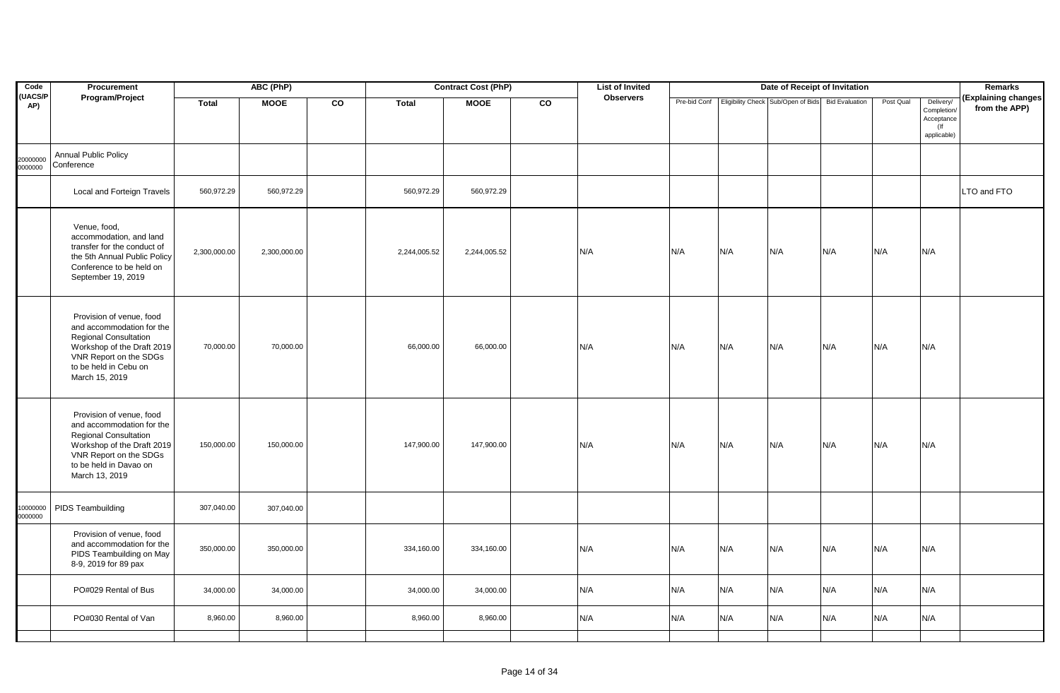| Code (UACS/PAP) | Procurement Program/Project | ABC (PhP) | | | Contract Cost (PhP) | | | List of Invited Observers | Date of Receipt of Invitation | | | | | | Remarks (Explaining changes from the APP) |
|---|---|---|---|---|---|---|---|---|---|---|---|---|---|---|---|
| | | Total | MOOE | CO | Total | MOOE | CO | | Pre-bid Conf | Eligibility Check | Sub/Open of Bids | Bid Evaluation | Post Qual | Delivery/ Completion/ Acceptance (If applicable) | |
| 200000000000000 | Annual Public Policy Conference | | | | | | | | | | | | | | |
| | Local and Forteign Travels | 560,972.29 | 560,972.29 | | 560,972.29 | 560,972.29 | | | | | | | | | LTO and FTO |
| | Venue, food, accommodation, and land transfer for the conduct of the 5th Annual Public Policy Conference to be held on September 19, 2019 | 2,300,000.00 | 2,300,000.00 | | 2,244,005.52 | 2,244,005.52 | | N/A | N/A | N/A | N/A | N/A | N/A | N/A | |
| | Provision of venue, food and accommodation for the Regional Consultation Workshop of the Draft 2019 VNR Report on the SDGs to be held in Cebu on March 15, 2019 | 70,000.00 | 70,000.00 | | 66,000.00 | 66,000.00 | | N/A | N/A | N/A | N/A | N/A | N/A | N/A | |
| | Provision of venue, food and accommodation for the Regional Consultation Workshop of the Draft 2019 VNR Report on the SDGs to be held in Davao on March 13, 2019 | 150,000.00 | 150,000.00 | | 147,900.00 | 147,900.00 | | N/A | N/A | N/A | N/A | N/A | N/A | N/A | |
| 100000000000000 | PIDS Teambuilding | 307,040.00 | 307,040.00 | | | | | | | | | | | | |
| | Provision of venue, food and accommodation for the PIDS Teambuilding on May 8-9, 2019 for 89 pax | 350,000.00 | 350,000.00 | | 334,160.00 | 334,160.00 | | N/A | N/A | N/A | N/A | N/A | N/A | N/A | |
| | PO#029 Rental of Bus | 34,000.00 | 34,000.00 | | 34,000.00 | 34,000.00 | | N/A | N/A | N/A | N/A | N/A | N/A | N/A | |
| | PO#030 Rental of Van | 8,960.00 | 8,960.00 | | 8,960.00 | 8,960.00 | | N/A | N/A | N/A | N/A | N/A | N/A | N/A | |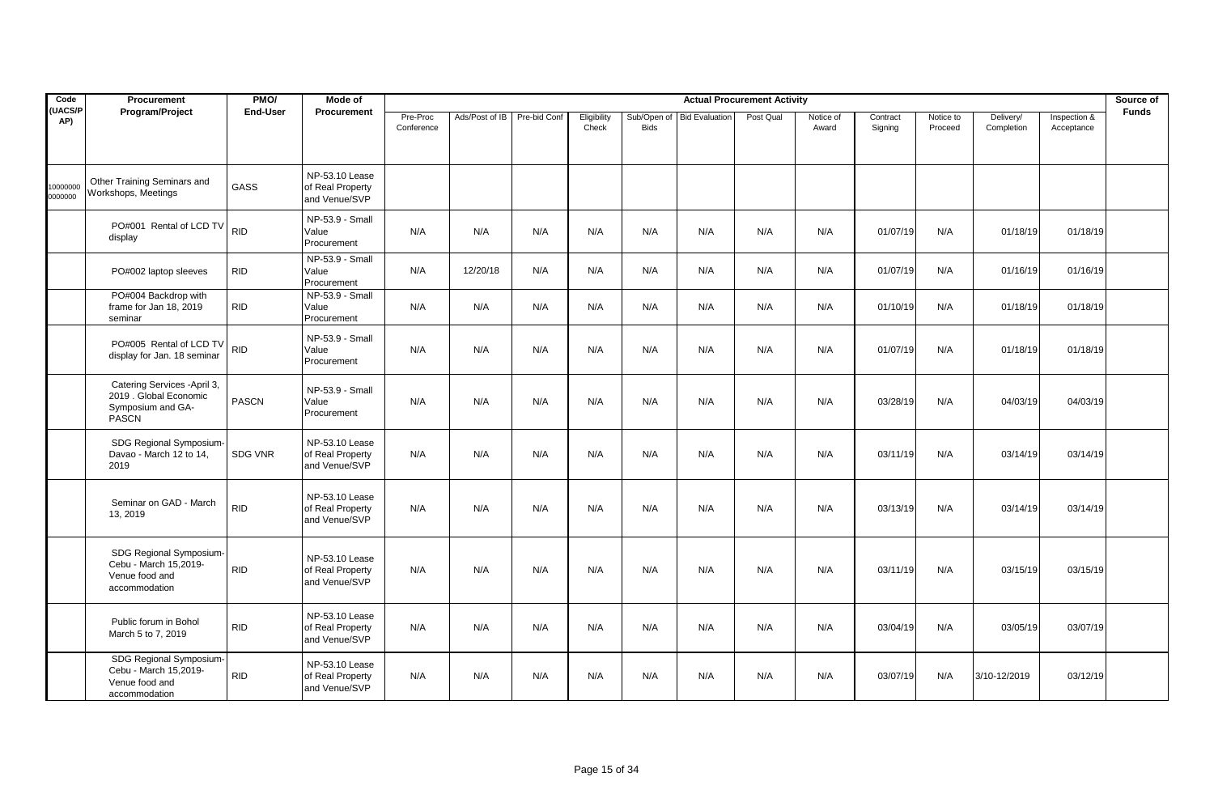| Code (UACS/PAP) | Procurement Program/Project | PMO/ End-User | Mode of Procurement | Actual Procurement Activity | | | | | | | | | | | | Source of Funds |
|---|---|---|---|---|---|---|---|---|---|---|---|---|---|---|---|---|
| | | | | Pre-Proc Conference | Ads/Post of IB | Pre-bid Conf | Eligibility Check | Sub/Open of Bids | Bid Evaluation | Post Qual | Notice of Award | Contract Signing | Notice to Proceed | Delivery/ Completion | Inspection & Acceptance | |
| 100000000000000 | Other Training Seminars and Workshops, Meetings | GASS | NP-53.10 Lease of Real Property and Venue/SVP | | | | | | | | | | | | | |
| | PO#001 Rental of LCD TV display | RID | NP-53.9 - Small Value Procurement | N/A | N/A | N/A | N/A | N/A | N/A | N/A | N/A | 01/07/19 | N/A | 01/18/19 | 01/18/19 | |
| | PO#002 laptop sleeves | RID | NP-53.9 - Small Value Procurement | N/A | 12/20/18 | N/A | N/A | N/A | N/A | N/A | N/A | 01/07/19 | N/A | 01/16/19 | 01/16/19 | |
| | PO#004 Backdrop with frame for Jan 18, 2019 seminar | RID | NP-53.9 - Small Value Procurement | N/A | N/A | N/A | N/A | N/A | N/A | N/A | N/A | 01/10/19 | N/A | 01/18/19 | 01/18/19 | |
| | PO#005 Rental of LCD TV display for Jan. 18 seminar | RID | NP-53.9 - Small Value Procurement | N/A | N/A | N/A | N/A | N/A | N/A | N/A | N/A | 01/07/19 | N/A | 01/18/19 | 01/18/19 | |
| | Catering Services -April 3, 2019 . Global Economic Symposium and GA-PASCN | PASCN | NP-53.9 - Small Value Procurement | N/A | N/A | N/A | N/A | N/A | N/A | N/A | N/A | 03/28/19 | N/A | 04/03/19 | 04/03/19 | |
| | SDG Regional Symposium-Davao - March 12 to 14, 2019 | SDG VNR | NP-53.10 Lease of Real Property and Venue/SVP | N/A | N/A | N/A | N/A | N/A | N/A | N/A | N/A | 03/11/19 | N/A | 03/14/19 | 03/14/19 | |
| | Seminar on GAD - March 13, 2019 | RID | NP-53.10 Lease of Real Property and Venue/SVP | N/A | N/A | N/A | N/A | N/A | N/A | N/A | N/A | 03/13/19 | N/A | 03/14/19 | 03/14/19 | |
| | SDG Regional Symposium-Cebu - March 15,2019-Venue food and accommodation | RID | NP-53.10 Lease of Real Property and Venue/SVP | N/A | N/A | N/A | N/A | N/A | N/A | N/A | N/A | 03/11/19 | N/A | 03/15/19 | 03/15/19 | |
| | Public forum in Bohol March 5 to 7, 2019 | RID | NP-53.10 Lease of Real Property and Venue/SVP | N/A | N/A | N/A | N/A | N/A | N/A | N/A | N/A | 03/04/19 | N/A | 03/05/19 | 03/07/19 | |
| | SDG Regional Symposium-Cebu - March 15,2019-Venue food and accommodation | RID | NP-53.10 Lease of Real Property and Venue/SVP | N/A | N/A | N/A | N/A | N/A | N/A | N/A | N/A | 03/07/19 | N/A | 3/10-12/2019 | 03/12/19 | |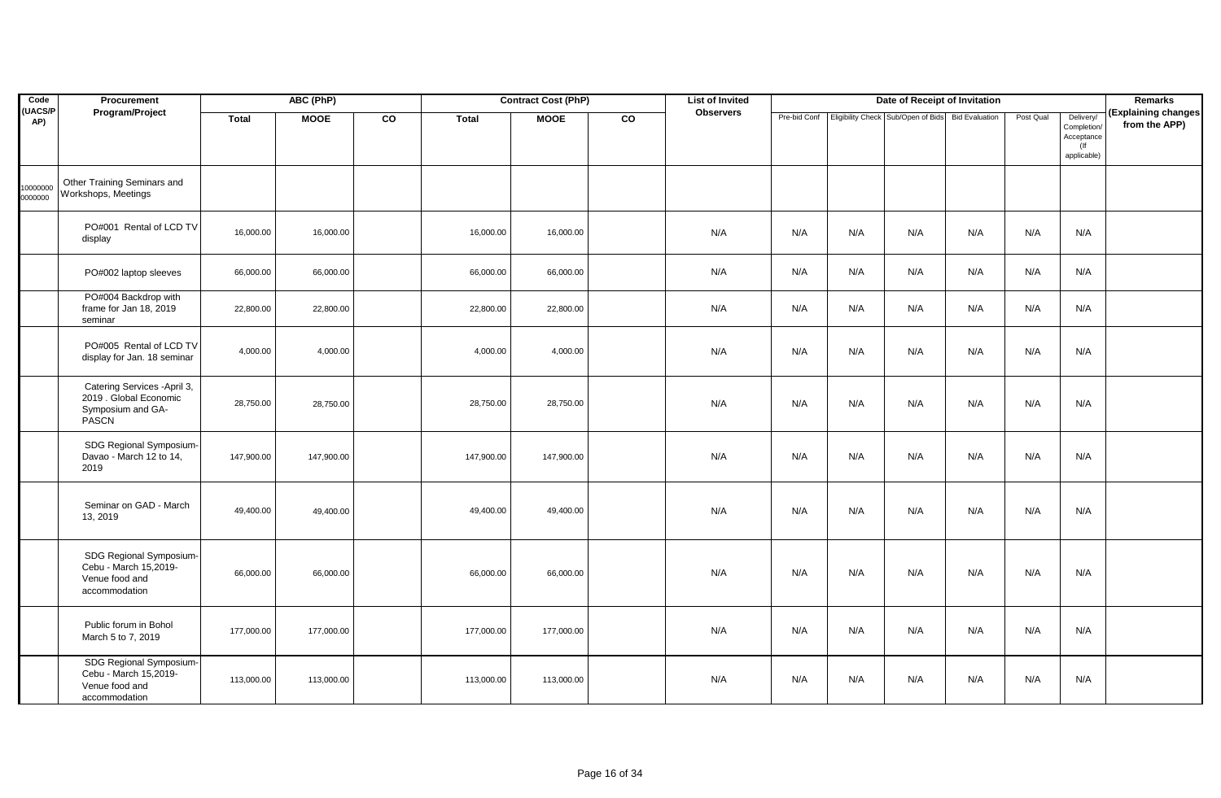| Code (UACS/PAP) | Procurement Program/Project | ABC (PhP) | | | Contract Cost (PhP) | | | List of Invited Observers | Date of Receipt of Invitation | | | | | | Remarks (Explaining changes from the APP) |
|---|---|---|---|---|---|---|---|---|---|---|---|---|---|---|---|
| | | Total | MOOE | CO | Total | MOOE | CO | | Pre-bid Conf | Eligibility Check | Sub/Open of Bids | Bid Evaluation | Post Qual | Delivery/ Completion/ Acceptance (If applicable) | |
| 100000000000000 | Other Training Seminars and Workshops, Meetings | | | | | | | | | | | | | | |
| | PO#001 Rental of LCD TV display | 16,000.00 | 16,000.00 | | 16,000.00 | 16,000.00 | | N/A | N/A | N/A | N/A | N/A | N/A | N/A | |
| | PO#002 laptop sleeves | 66,000.00 | 66,000.00 | | 66,000.00 | 66,000.00 | | N/A | N/A | N/A | N/A | N/A | N/A | N/A | |
| | PO#004 Backdrop with frame for Jan 18, 2019 seminar | 22,800.00 | 22,800.00 | | 22,800.00 | 22,800.00 | | N/A | N/A | N/A | N/A | N/A | N/A | N/A | |
| | PO#005 Rental of LCD TV display for Jan. 18 seminar | 4,000.00 | 4,000.00 | | 4,000.00 | 4,000.00 | | N/A | N/A | N/A | N/A | N/A | N/A | N/A | |
| | Catering Services -April 3, 2019 . Global Economic Symposium and GA-PASCN | 28,750.00 | 28,750.00 | | 28,750.00 | 28,750.00 | | N/A | N/A | N/A | N/A | N/A | N/A | N/A | |
| | SDG Regional Symposium-Davao - March 12 to 14, 2019 | 147,900.00 | 147,900.00 | | 147,900.00 | 147,900.00 | | N/A | N/A | N/A | N/A | N/A | N/A | N/A | |
| | Seminar on GAD - March 13, 2019 | 49,400.00 | 49,400.00 | | 49,400.00 | 49,400.00 | | N/A | N/A | N/A | N/A | N/A | N/A | N/A | |
| | SDG Regional Symposium-Cebu - March 15,2019-Venue food and accommodation | 66,000.00 | 66,000.00 | | 66,000.00 | 66,000.00 | | N/A | N/A | N/A | N/A | N/A | N/A | N/A | |
| | Public forum in Bohol March 5 to 7, 2019 | 177,000.00 | 177,000.00 | | 177,000.00 | 177,000.00 | | N/A | N/A | N/A | N/A | N/A | N/A | N/A | |
| | SDG Regional Symposium-Cebu - March 15,2019-Venue food and accommodation | 113,000.00 | 113,000.00 | | 113,000.00 | 113,000.00 | | N/A | N/A | N/A | N/A | N/A | N/A | N/A | |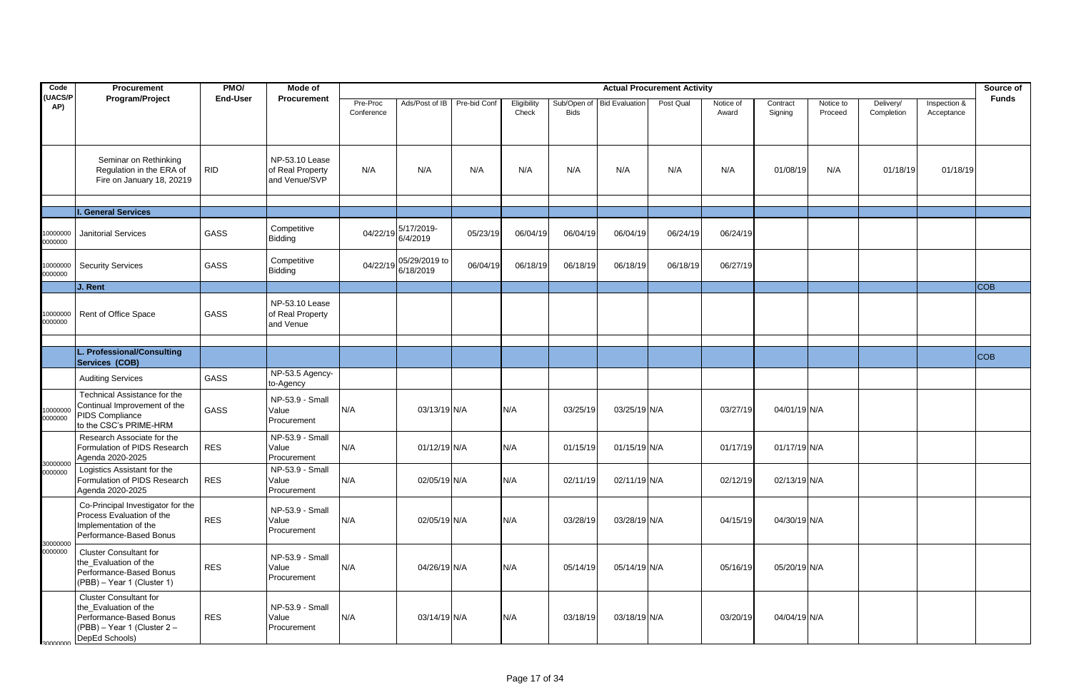| Code (UACS/PAP) | Procurement Program/Project | PMO/ End-User | Mode of Procurement | Actual Procurement Activity | | | | | | | | | | | | Source of Funds |
|---|---|---|---|---|---|---|---|---|---|---|---|---|---|---|---|---|
| | | | | Pre-Proc Conference | Ads/Post of IB | Pre-bid Conf | Eligibility Check | Sub/Open of Bids | Bid Evaluation | Post Qual | Notice of Award | Contract Signing | Notice to Proceed | Delivery/ Completion | Inspection & Acceptance | |
| | Seminar on Rethinking Regulation in the ERA of Fire on January 18, 20219 | RID | NP-53.10 Lease of Real Property and Venue/SVP | N/A | N/A | N/A | N/A | N/A | N/A | N/A | N/A | 01/08/19 | N/A | 01/18/19 | 01/18/19 | |
| | | | | | | | | | | | | | | | | |
| | **I. General Services** | | | | | | | | | | | | | | | |
| 10000000 0000000 | Janitorial Services | GASS | Competitive Bidding | 04/22/19 | 5/17/2019- 6/4/2019 | 05/23/19 | 06/04/19 | 06/04/19 | 06/04/19 | 06/24/19 | 06/24/19 | | | | | |
| 10000000 0000000 | Security Services | GASS | Competitive Bidding | 04/22/19 | 05/29/2019 to 6/18/2019 | 06/04/19 | 06/18/19 | 06/18/19 | 06/18/19 | 06/18/19 | 06/27/19 | | | | | |
| | **J. Rent** | | | | | | | | | | | | | | | COB |
| 10000000 0000000 | Rent of Office Space | GASS | NP-53.10 Lease of Real Property and Venue | | | | | | | | | | | | | |
| | | | | | | | | | | | | | | | | |
| | **L. Professional/Consulting Services (COB)** | | | | | | | | | | | | | | | COB |
| | Auditing Services | GASS | NP-53.5 Agency-to-Agency | | | | | | | | | | | | | |
| 10000000 0000000 | Technical Assistance for the Continual Improvement of the PIDS Compliance to the CSC's PRIME-HRM | GASS | NP-53.9 - Small Value Procurement | N/A | 03/13/19 | N/A | N/A | 03/25/19 | 03/25/19 | N/A | 03/27/19 | 04/01/19 | N/A | | | |
| 30000000 0000000 | Research Associate for the Formulation of PIDS Research Agenda 2020-2025 | RES | NP-53.9 - Small Value Procurement | N/A | 01/12/19 | N/A | N/A | 01/15/19 | 01/15/19 | N/A | 01/17/19 | 01/17/19 | N/A | | | |
| | Logistics Assistant for the Formulation of PIDS Research Agenda 2020-2025 | RES | NP-53.9 - Small Value Procurement | N/A | 02/05/19 | N/A | N/A | 02/11/19 | 02/11/19 | N/A | 02/12/19 | 02/13/19 | N/A | | | |
| 30000000 0000000 | Co-Principal Investigator for the Process Evaluation of the Implementation of the Performance-Based Bonus | RES | NP-53.9 - Small Value Procurement | N/A | 02/05/19 | N/A | N/A | 03/28/19 | 03/28/19 | N/A | 04/15/19 | 04/30/19 | N/A | | | |
| | Cluster Consultant for the_Evaluation of the Performance-Based Bonus (PBB) – Year 1 (Cluster 1) | RES | NP-53.9 - Small Value Procurement | N/A | 04/26/19 | N/A | N/A | 05/14/19 | 05/14/19 | N/A | 05/16/19 | 05/20/19 | N/A | | | |
| 30000000 | Cluster Consultant for the_Evaluation of the Performance-Based Bonus (PBB) – Year 1 (Cluster 2 – DepEd Schools) | RES | NP-53.9 - Small Value Procurement | N/A | 03/14/19 | N/A | N/A | 03/18/19 | 03/18/19 | N/A | 03/20/19 | 04/04/19 | N/A | | | |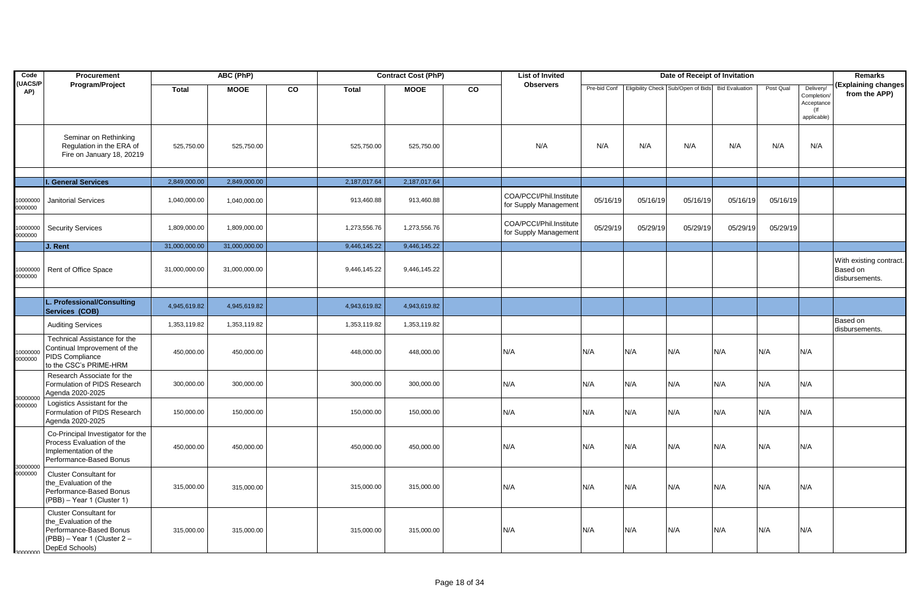| Code (UACS/PAP) | Procurement Program/Project | ABC (PhP) | | | Contract Cost (PhP) | | | List of Invited Observers | Date of Receipt of Invitation | | | | | | Remarks (Explaining changes from the APP) |
|---|---|---|---|---|---|---|---|---|---|---|---|---|---|---|---|
| | | Total | MOOE | CO | Total | MOOE | CO | | Pre-bid Conf | Eligibility Check | Sub/Open of Bids | Bid Evaluation | Post Qual | Delivery/ Completion/ Acceptance (If applicable) | |
| | Seminar on Rethinking Regulation in the ERA of Fire on January 18, 20219 | 525,750.00 | 525,750.00 | | 525,750.00 | 525,750.00 | | N/A | N/A | N/A | N/A | N/A | N/A | N/A | |
| | | | | | | | | | | | | | | | |
| | **I. General Services** | 2,849,000.00 | 2,849,000.00 | | 2,187,017.64 | 2,187,017.64 | | | | | | | | | |
| 10000000 0000000 | Janitorial Services | 1,040,000.00 | 1,040,000.00 | | 913,460.88 | 913,460.88 | | COA/PCCI/Phil.Institute for Supply Management | 05/16/19 | 05/16/19 | 05/16/19 | 05/16/19 | 05/16/19 | | |
| 10000000 0000000 | Security Services | 1,809,000.00 | 1,809,000.00 | | 1,273,556.76 | 1,273,556.76 | | COA/PCCI/Phil.Institute for Supply Management | 05/29/19 | 05/29/19 | 05/29/19 | 05/29/19 | 05/29/19 | | |
| | **J. Rent** | 31,000,000.00 | 31,000,000.00 | | 9,446,145.22 | 9,446,145.22 | | | | | | | | | |
| 10000000 0000000 | Rent of Office Space | 31,000,000.00 | 31,000,000.00 | | 9,446,145.22 | 9,446,145.22 | | | | | | | | | With existing contract. Based on disbursements. |
| | | | | | | | | | | | | | | | |
| | **L. Professional/Consulting Services (COB)** | 4,945,619.82 | 4,945,619.82 | | 4,943,619.82 | 4,943,619.82 | | | | | | | | | |
| | Auditing Services | 1,353,119.82 | 1,353,119.82 | | 1,353,119.82 | 1,353,119.82 | | | | | | | | | Based on disbursements. |
| 10000000 0000000 | Technical Assistance for the Continual Improvement of the PIDS Compliance to the CSC's PRIME-HRM | 450,000.00 | 450,000.00 | | 448,000.00 | 448,000.00 | | N/A | N/A | N/A | N/A | N/A | N/A | N/A | |
| 30000000 0000000 | Research Associate for the Formulation of PIDS Research Agenda 2020-2025 | 300,000.00 | 300,000.00 | | 300,000.00 | 300,000.00 | | N/A | N/A | N/A | N/A | N/A | N/A | N/A | |
| | Logistics Assistant for the Formulation of PIDS Research Agenda 2020-2025 | 150,000.00 | 150,000.00 | | 150,000.00 | 150,000.00 | | N/A | N/A | N/A | N/A | N/A | N/A | N/A | |
| 30000000 0000000 | Co-Principal Investigator for the Process Evaluation of the Implementation of the Performance-Based Bonus | 450,000.00 | 450,000.00 | | 450,000.00 | 450,000.00 | | N/A | N/A | N/A | N/A | N/A | N/A | N/A | |
| | Cluster Consultant for the_Evaluation of the Performance-Based Bonus (PBB) – Year 1 (Cluster 1) | 315,000.00 | 315,000.00 | | 315,000.00 | 315,000.00 | | N/A | N/A | N/A | N/A | N/A | N/A | N/A | |
| 30000000 | Cluster Consultant for the_Evaluation of the Performance-Based Bonus (PBB) – Year 1 (Cluster 2 – DepEd Schools) | 315,000.00 | 315,000.00 | | 315,000.00 | 315,000.00 | | N/A | N/A | N/A | N/A | N/A | N/A | N/A | |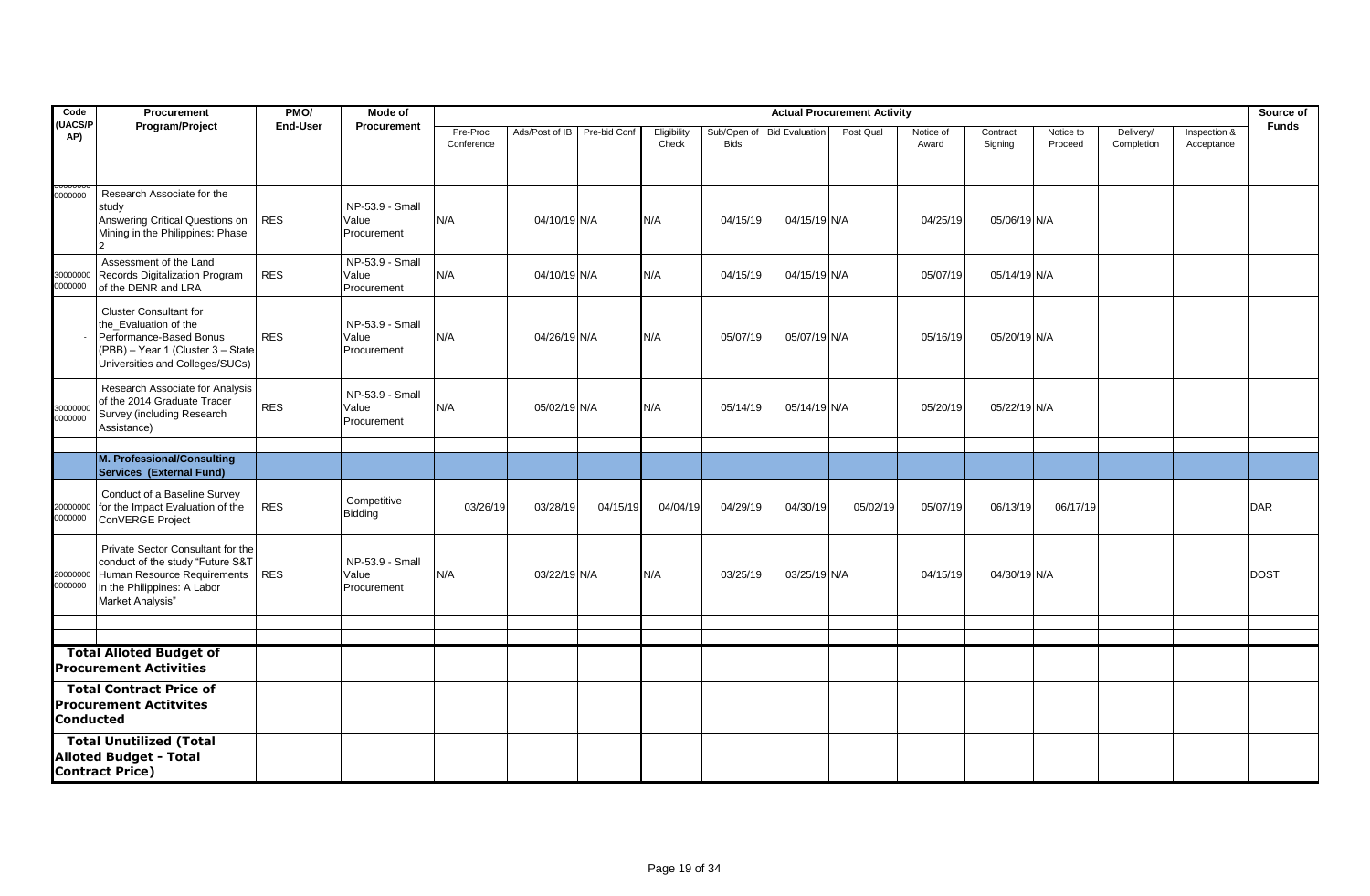| Code (UACS/PAP) | Procurement Program/Project | PMO/ End-User | Mode of Procurement | Actual Procurement Activity | | | | | | | | | | | | | Source of Funds |
|---|---|---|---|---|---|---|---|---|---|---|---|---|---|---|---|---|---|
| | | | | Pre-Proc Conference | Ads/Post of IB | Pre-bid Conf | Eligibility Check | Sub/Open of Bids | Bid Evaluation | Post Qual | Notice of Award | Contract Signing | Notice to Proceed | Delivery/ Completion | Inspection & Acceptance | |
| 0000000 | Research Associate for the study Answering Critical Questions on Mining in the Philippines: Phase 2 | RES | NP-53.9 - Small Value Procurement | N/A | 04/10/19 | N/A | N/A | 04/15/19 | 04/15/19 | N/A | 04/25/19 | 05/06/19 | N/A | | | |
| 30000000 0000000 | Assessment of the Land Records Digitalization Program of the DENR and LRA | RES | NP-53.9 - Small Value Procurement | N/A | 04/10/19 | N/A | N/A | 04/15/19 | 04/15/19 | N/A | 05/07/19 | 05/14/19 | N/A | | | |
| - | Cluster Consultant for the_Evaluation of the Performance-Based Bonus (PBB) – Year 1 (Cluster 3 – State Universities and Colleges/SUCs) | RES | NP-53.9 - Small Value Procurement | N/A | 04/26/19 | N/A | N/A | 05/07/19 | 05/07/19 | N/A | 05/16/19 | 05/20/19 | N/A | | | |
| 30000000 0000000 | Research Associate for Analysis of the 2014 Graduate Tracer Survey (including Research Assistance) | RES | NP-53.9 - Small Value Procurement | N/A | 05/02/19 | N/A | N/A | 05/14/19 | 05/14/19 | N/A | 05/20/19 | 05/22/19 | N/A | | | |
| | | | | | | | | | | | | | | | | |
| | **M. Professional/Consulting Services (External Fund)** | | | | | | | | | | | | | | | |
| 20000000 0000000 | Conduct of a Baseline Survey for the Impact Evaluation of the ConVERGE Project | RES | Competitive Bidding | 03/26/19 | 03/28/19 | 04/15/19 | 04/04/19 | 04/29/19 | 04/30/19 | 05/02/19 | 05/07/19 | 06/13/19 | 06/17/19 | | | DAR |
| 20000000 0000000 | Private Sector Consultant for the conduct of the study "Future S&T Human Resource Requirements in the Philippines: A Labor Market Analysis" | RES | NP-53.9 - Small Value Procurement | N/A | 03/22/19 | N/A | N/A | 03/25/19 | 03/25/19 | N/A | 04/15/19 | 04/30/19 | N/A | | | DOST |
| | | | | | | | | | | | | | | | | |
| | | | | | | | | | | | | | | | | |
| **Total Alloted Budget of Procurement Activities** | | | | | | | | | | | | | | | | |
| **Total Contract Price of Procurement Actitvites Conducted** | | | | | | | | | | | | | | | | |
| **Total Unutilized (Total Alloted Budget - Total Contract Price)** | | | | | | | | | | | | | | | | |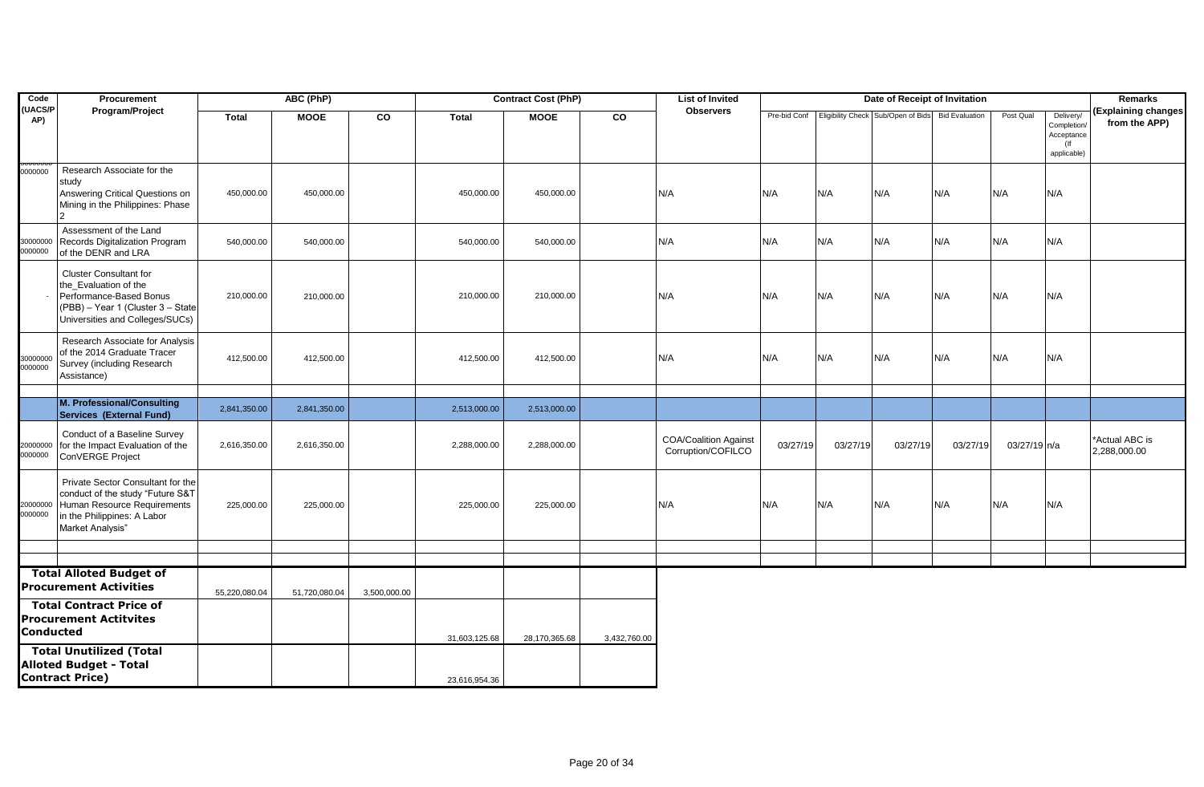| Code (UACS/PAP) | Procurement Program/Project | ABC (PhP) | | | Contract Cost (PhP) | | | List of Invited Observers | Date of Receipt of Invitation | | | | | | Remarks (Explaining changes from the APP) |
|---|---|---|---|---|---|---|---|---|---|---|---|---|---|---|---|
| | | Total | MOOE | CO | Total | MOOE | CO | | Pre-bid Conf | Eligibility Check | Sub/Open of Bids | Bid Evaluation | Post Qual | Delivery/ Completion/ Acceptance (If applicable) | |
| 0000000 | Research Associate for the study Answering Critical Questions on Mining in the Philippines: Phase 2 | 450,000.00 | 450,000.00 | | 450,000.00 | 450,000.00 | | N/A | N/A | N/A | N/A | N/A | N/A | N/A | |
| 30000000 0000000 | Assessment of the Land Records Digitalization Program of the DENR and LRA | 540,000.00 | 540,000.00 | | 540,000.00 | 540,000.00 | | N/A | N/A | N/A | N/A | N/A | N/A | N/A | |
| - | Cluster Consultant for the_Evaluation of the Performance-Based Bonus (PBB) – Year 1 (Cluster 3 – State Universities and Colleges/SUCs) | 210,000.00 | 210,000.00 | | 210,000.00 | 210,000.00 | | N/A | N/A | N/A | N/A | N/A | N/A | N/A | |
| 30000000 0000000 | Research Associate for Analysis of the 2014 Graduate Tracer Survey (including Research Assistance) | 412,500.00 | 412,500.00 | | 412,500.00 | 412,500.00 | | N/A | N/A | N/A | N/A | N/A | N/A | N/A | |
| | | | | | | | | | | | | | | | |
| | **M. Professional/Consulting Services (External Fund)** | 2,841,350.00 | 2,841,350.00 | | 2,513,000.00 | 2,513,000.00 | | | | | | | | | |
| 20000000 0000000 | Conduct of a Baseline Survey for the Impact Evaluation of the ConVERGE Project | 2,616,350.00 | 2,616,350.00 | | 2,288,000.00 | 2,288,000.00 | | COA/Coalition Against Corruption/COFILCO | 03/27/19 | 03/27/19 | 03/27/19 | 03/27/19 | 03/27/19 | n/a | *Actual ABC is 2,288,000.00 |
| 20000000 0000000 | Private Sector Consultant for the conduct of the study "Future S&T Human Resource Requirements in the Philippines: A Labor Market Analysis" | 225,000.00 | 225,000.00 | | 225,000.00 | 225,000.00 | | N/A | N/A | N/A | N/A | N/A | N/A | N/A | |
| | | | | | | | | | | | | | | | |
| | | | | | | | | | | | | | | | |
| **Total Alloted Budget of Procurement Activities** | | 55,220,080.04 | 51,720,080.04 | 3,500,000.00 | | | | | | | | | | | |
| **Total Contract Price of Procurement Actitvites Conducted** | | | | | 31,603,125.68 | 28,170,365.68 | 3,432,760.00 | | | | | | | | |
| **Total Unutilized (Total Alloted Budget - Total Contract Price)** | | | | | 23,616,954.36 | | | | | | | | | | |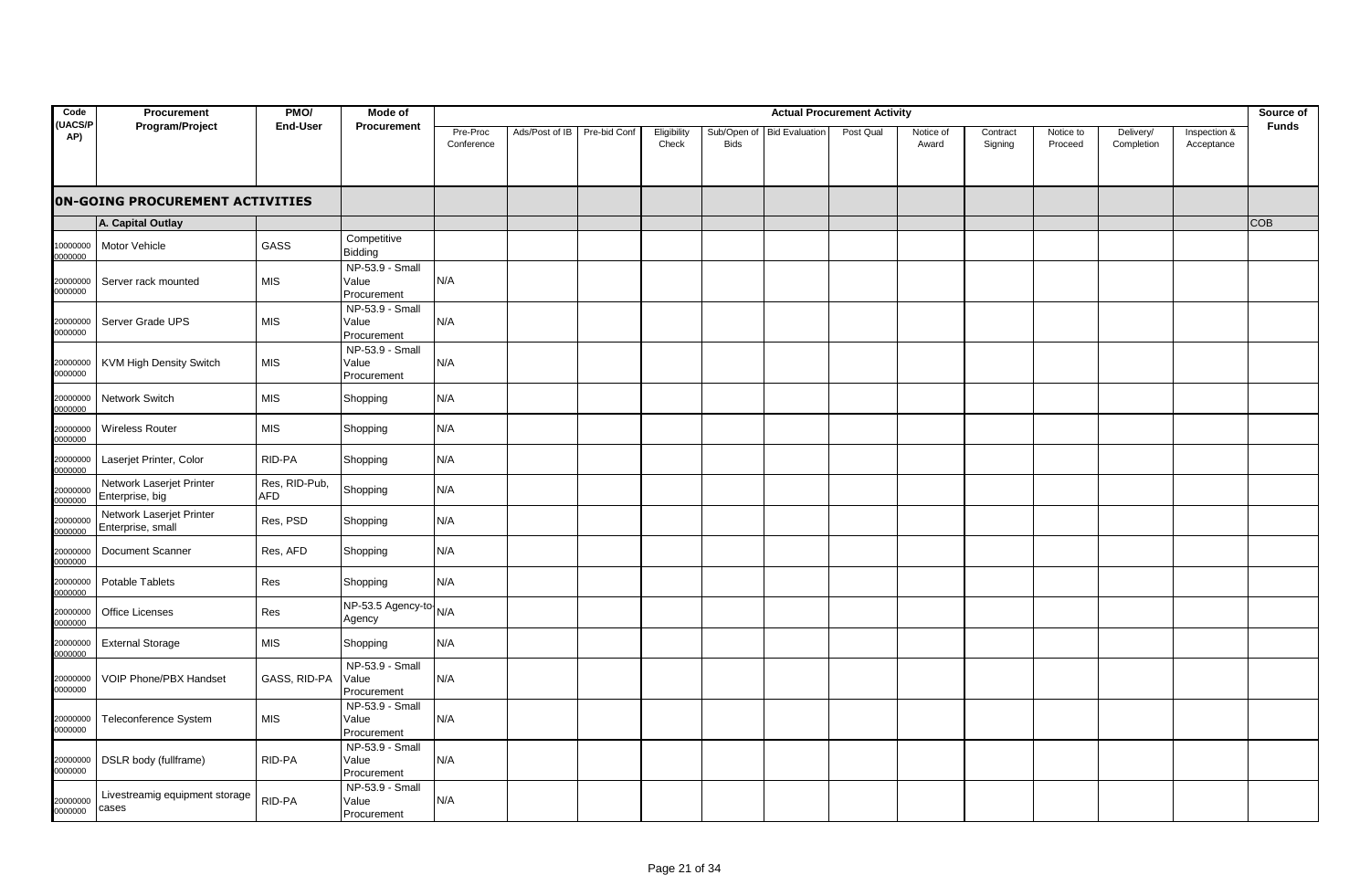| Code (UACS/PAP) | Procurement Program/Project | PMO/ End-User | Mode of Procurement | Actual Procurement Activity | | | | | | | | | | | | | Source of Funds |
|---|---|---|---|---|---|---|---|---|---|---|---|---|---|---|---|---|---|
| | | | | Pre-Proc Conference | Ads/Post of IB | Pre-bid Conf | Eligibility Check | Sub/Open of Bids | Bid Evaluation | Post Qual | Notice of Award | Contract Signing | Notice to Proceed | Delivery/ Completion | Inspection & Acceptance | | |
| | **0N-GOING PROCUREMENT ACTIVITIES** | | | | | | | | | | | | | | | | |
| | **A. Capital Outlay** | | | | | | | | | | | | | | | | COB |
| 10000000 0000000 | Motor Vehicle | GASS | Competitive Bidding | | | | | | | | | | | | | | |
| 20000000 0000000 | Server rack mounted | MIS | NP-53.9 - Small Value Procurement | N/A | | | | | | | | | | | | | |
| 20000000 0000000 | Server Grade UPS | MIS | NP-53.9 - Small Value Procurement | N/A | | | | | | | | | | | | | |
| 20000000 0000000 | KVM High Density Switch | MIS | NP-53.9 - Small Value Procurement | N/A | | | | | | | | | | | | | |
| 20000000 0000000 | Network Switch | MIS | Shopping | N/A | | | | | | | | | | | | | |
| 20000000 0000000 | Wireless Router | MIS | Shopping | N/A | | | | | | | | | | | | | |
| 20000000 0000000 | Laserjet Printer, Color | RID-PA | Shopping | N/A | | | | | | | | | | | | | |
| 20000000 0000000 | Network Laserjet Printer Enterprise, big | Res, RID-Pub, AFD | Shopping | N/A | | | | | | | | | | | | | |
| 20000000 0000000 | Network Laserjet Printer Enterprise, small | Res, PSD | Shopping | N/A | | | | | | | | | | | | | |
| 20000000 0000000 | Document Scanner | Res, AFD | Shopping | N/A | | | | | | | | | | | | | |
| 20000000 0000000 | Potable Tablets | Res | Shopping | N/A | | | | | | | | | | | | | |
| 20000000 0000000 | Office Licenses | Res | NP-53.5 Agency-to-Agency | N/A | | | | | | | | | | | | | |
| 20000000 0000000 | External Storage | MIS | Shopping | N/A | | | | | | | | | | | | | |
| 20000000 0000000 | VOIP Phone/PBX Handset | GASS, RID-PA | NP-53.9 - Small Value Procurement | N/A | | | | | | | | | | | | | |
| 20000000 0000000 | Teleconference System | MIS | NP-53.9 - Small Value Procurement | N/A | | | | | | | | | | | | | |
| 20000000 0000000 | DSLR body (fullframe) | RID-PA | NP-53.9 - Small Value Procurement | N/A | | | | | | | | | | | | | |
| 20000000 0000000 | Livestreamig equipment storage cases | RID-PA | NP-53.9 - Small Value Procurement | N/A | | | | | | | | | | | | | |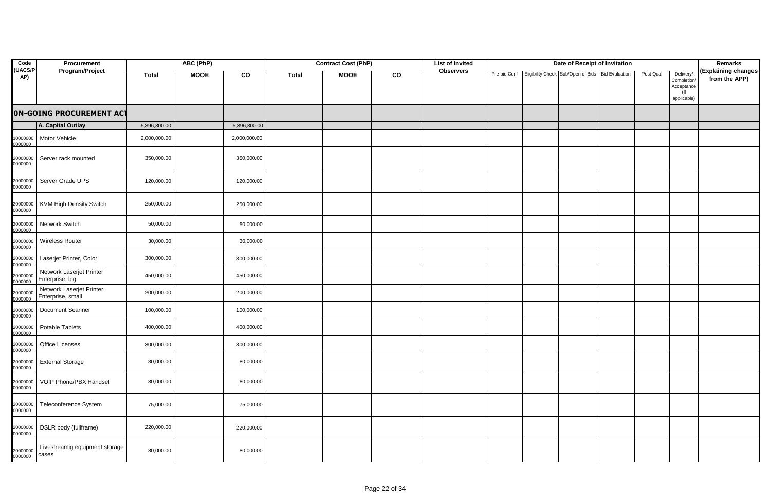| Code (UACS/PAP) | Procurement Program/Project | ABC (PhP) | | | Contract Cost (PhP) | | | List of Invited Observers | Date of Receipt of Invitation | | | | | | Remarks (Explaining changes from the APP) |
|---|---|---|---|---|---|---|---|---|---|---|---|---|---|---|---|
| | | Total | MOOE | CO | Total | MOOE | CO | | Pre-bid Conf | Eligibility Check | Sub/Open of Bids | Bid Evaluation | Post Qual | Delivery/ Completion/ Acceptance (If applicable) | |
| | **ON-GOING PROCUREMENT ACT** | | | | | | | | | | | | | | |
| | **A. Capital Outlay** | 5,396,300.00 | | 5,396,300.00 | | | | | | | | | | | |
| 100000000000000 | Motor Vehicle | 2,000,000.00 | | 2,000,000.00 | | | | | | | | | | | |
| 200000000000000 | Server rack mounted | 350,000.00 | | 350,000.00 | | | | | | | | | | | |
| 200000000000000 | Server Grade UPS | 120,000.00 | | 120,000.00 | | | | | | | | | | | |
| 200000000000000 | KVM High Density Switch | 250,000.00 | | 250,000.00 | | | | | | | | | | | |
| 200000000000000 | Network Switch | 50,000.00 | | 50,000.00 | | | | | | | | | | | |
| 200000000000000 | Wireless Router | 30,000.00 | | 30,000.00 | | | | | | | | | | | |
| 200000000000000 | Laserjet Printer, Color | 300,000.00 | | 300,000.00 | | | | | | | | | | | |
| 200000000000000 | Network Laserjet Printer Enterprise, big | 450,000.00 | | 450,000.00 | | | | | | | | | | | |
| 200000000000000 | Network Laserjet Printer Enterprise, small | 200,000.00 | | 200,000.00 | | | | | | | | | | | |
| 200000000000000 | Document Scanner | 100,000.00 | | 100,000.00 | | | | | | | | | | | |
| 200000000000000 | Potable Tablets | 400,000.00 | | 400,000.00 | | | | | | | | | | | |
| 200000000000000 | Office Licenses | 300,000.00 | | 300,000.00 | | | | | | | | | | | |
| 200000000000000 | External Storage | 80,000.00 | | 80,000.00 | | | | | | | | | | | |
| 200000000000000 | VOIP Phone/PBX Handset | 80,000.00 | | 80,000.00 | | | | | | | | | | | |
| 200000000000000 | Teleconference System | 75,000.00 | | 75,000.00 | | | | | | | | | | | |
| 200000000000000 | DSLR body (fullframe) | 220,000.00 | | 220,000.00 | | | | | | | | | | | |
| 200000000000000 | Livestreamig equipment storage cases | 80,000.00 | | 80,000.00 | | | | | | | | | | | |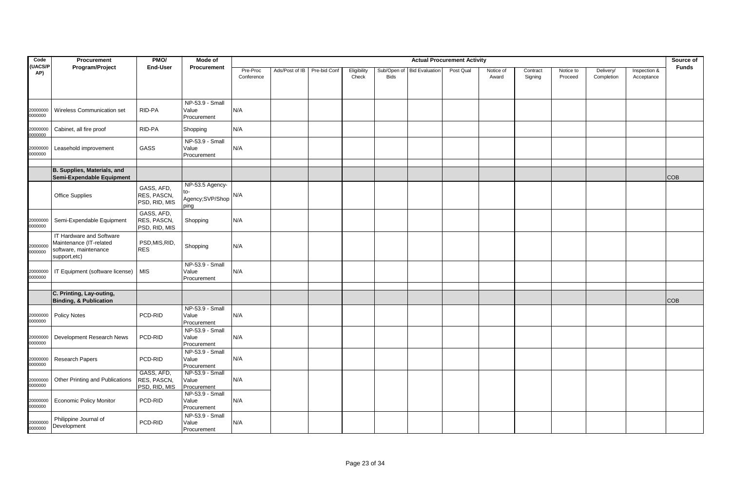| Code (UACS/PAP) | Procurement Program/Project | PMO/ End-User | Mode of Procurement | Actual Procurement Activity | | | | | | | | | | | | | Source of Funds |
|---|---|---|---|---|---|---|---|---|---|---|---|---|---|---|---|---|---|
| | | | | Pre-Proc Conference | Ads/Post of IB | Pre-bid Conf | Eligibility Check | Sub/Open of Bids | Bid Evaluation | Post Qual | Notice of Award | Contract Signing | Notice to Proceed | Delivery/ Completion | Inspection & Acceptance | | |
| 200000000000000 | Wireless Communication set | RID-PA | NP-53.9 - Small Value Procurement | N/A | | | | | | | | | | | | | |
| 200000000000000 | Cabinet, all fire proof | RID-PA | Shopping | N/A | | | | | | | | | | | | | |
| 200000000000000 | Leasehold improvement | GASS | NP-53.9 - Small Value Procurement | N/A | | | | | | | | | | | | | |
| | | | | | | | | | | | | | | | | | |
| | **B. Supplies, Materials, and Semi-Expendable Equipment** | | | | | | | | | | | | | | | | COB |
| | Office Supplies | GASS, AFD, RES, PASCN, PSD, RID, MIS | NP-53.5 Agency-to-Agency;SVP/Shopping | N/A | | | | | | | | | | | | | |
| 200000000000000 | Semi-Expendable Equipment | GASS, AFD, RES, PASCN, PSD, RID, MIS | Shopping | N/A | | | | | | | | | | | | | |
| 200000000000000 | IT Hardware and Software Maintenance (IT-related software, maintenance support,etc) | PSD,MIS,RID, RES | Shopping | N/A | | | | | | | | | | | | | |
| 200000000000000 | IT Equipment (software license) | MIS | NP-53.9 - Small Value Procurement | N/A | | | | | | | | | | | | | |
| | | | | | | | | | | | | | | | | | |
| | **C. Printing, Lay-outing, Binding, & Publication** | | | | | | | | | | | | | | | | COB |
| 200000000000000 | Policy Notes | PCD-RID | NP-53.9 - Small Value Procurement | N/A | | | | | | | | | | | | | |
| 200000000000000 | Development Research News | PCD-RID | NP-53.9 - Small Value Procurement | N/A | | | | | | | | | | | | | |
| 200000000000000 | Research Papers | PCD-RID | NP-53.9 - Small Value Procurement | N/A | | | | | | | | | | | | | |
| 200000000000000 | Other Printing and Publications | GASS, AFD, RES, PASCN, PSD, RID, MIS | NP-53.9 - Small Value Procurement | N/A | | | | | | | | | | | | | |
| 200000000000000 | Economic Policy Monitor | PCD-RID | NP-53.9 - Small Value Procurement | N/A | | | | | | | | | | | | | |
| 200000000000000 | Philippine Journal of Development | PCD-RID | NP-53.9 - Small Value Procurement | N/A | | | | | | | | | | | | | |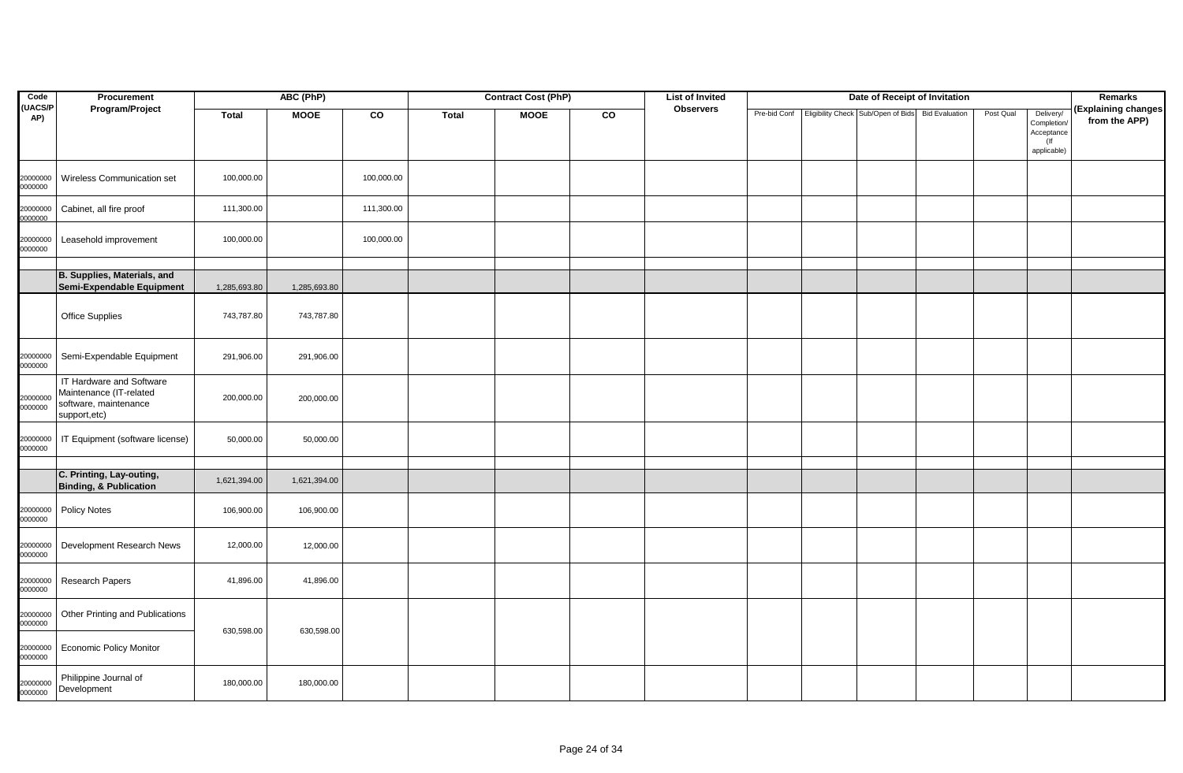| Code (UACS/PAP) | Procurement Program/Project | ABC (PhP) | | | Contract Cost (PhP) | | | List of Invited Observers | Date of Receipt of Invitation | | | | | | Remarks (Explaining changes from the APP) |
|---|---|---|---|---|---|---|---|---|---|---|---|---|---|---|---|
| | | Total | MOOE | CO | Total | MOOE | CO | | Pre-bid Conf | Eligibility Check | Sub/Open of Bids | Bid Evaluation | Post Qual | Delivery/ Completion/ Acceptance (If applicable) | |
| 200000000000000 | Wireless Communication set | 100,000.00 | | 100,000.00 | | | | | | | | | | | |
| 200000000000000 | Cabinet, all fire proof | 111,300.00 | | 111,300.00 | | | | | | | | | | | |
| 200000000000000 | Leasehold improvement | 100,000.00 | | 100,000.00 | | | | | | | | | | | |
| | | | | | | | | | | | | | | | |
| | **B. Supplies, Materials, and Semi-Expendable Equipment** | 1,285,693.80 | 1,285,693.80 | | | | | | | | | | | | |
| | Office Supplies | 743,787.80 | 743,787.80 | | | | | | | | | | | | |
| 200000000000000 | Semi-Expendable Equipment | 291,906.00 | 291,906.00 | | | | | | | | | | | | |
| 200000000000000 | IT Hardware and Software Maintenance (IT-related software, maintenance support,etc) | 200,000.00 | 200,000.00 | | | | | | | | | | | | |
| 200000000000000 | IT Equipment (software license) | 50,000.00 | 50,000.00 | | | | | | | | | | | | |
| | | | | | | | | | | | | | | | |
| | **C. Printing, Lay-outing, Binding, & Publication** | 1,621,394.00 | 1,621,394.00 | | | | | | | | | | | | |
| 200000000000000 | Policy Notes | 106,900.00 | 106,900.00 | | | | | | | | | | | | |
| 200000000000000 | Development Research News | 12,000.00 | 12,000.00 | | | | | | | | | | | | |
| 200000000000000 | Research Papers | 41,896.00 | 41,896.00 | | | | | | | | | | | | |
| 200000000000000 | Other Printing and Publications | 630,598.00 | 630,598.00 | | | | | | | | | | | | |
| 200000000000000 | Economic Policy Monitor | | | | | | | | | | | | | | |
| 200000000000000 | Philippine Journal of Development | 180,000.00 | 180,000.00 | | | | | | | | | | | | |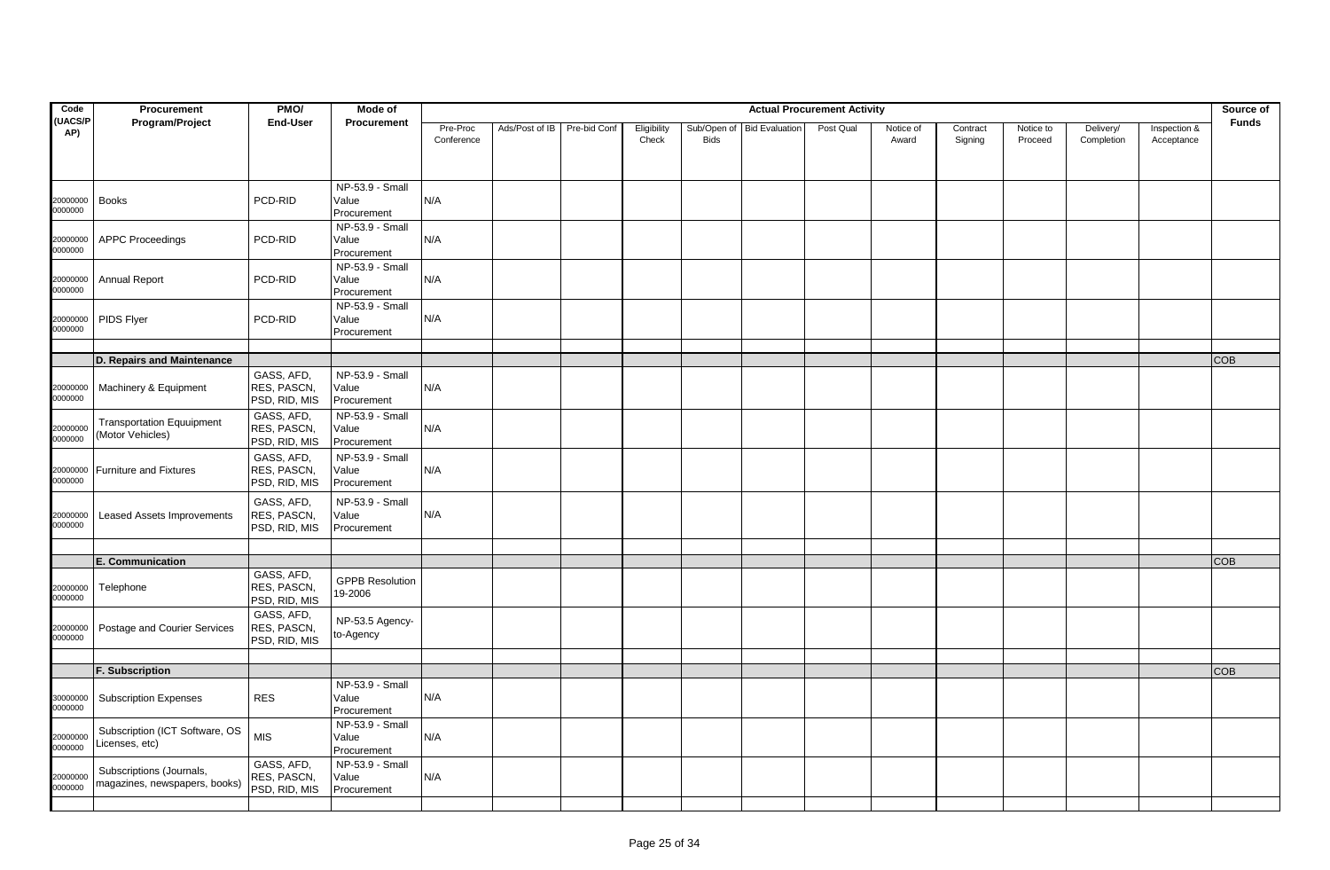| Code (UACS/PAP) | Procurement Program/Project | PMO/ End-User | Mode of Procurement | Actual Procurement Activity | | | | | | | | | | | | | Source of Funds |
|---|---|---|---|---|---|---|---|---|---|---|---|---|---|---|---|---|---|
| | | | | Pre-Proc Conference | Ads/Post of IB | Pre-bid Conf | Eligibility Check | Sub/Open of Bids | Bid Evaluation | Post Qual | Notice of Award | Contract Signing | Notice to Proceed | Delivery/ Completion | Inspection & Acceptance | | |
| 20000000 0000000 | Books | PCD-RID | NP-53.9 - Small Value Procurement | N/A | | | | | | | | | | | | | |
| 20000000 0000000 | APPC Proceedings | PCD-RID | NP-53.9 - Small Value Procurement | N/A | | | | | | | | | | | | | |
| 20000000 0000000 | Annual Report | PCD-RID | NP-53.9 - Small Value Procurement | N/A | | | | | | | | | | | | | |
| 20000000 0000000 | PIDS Flyer | PCD-RID | NP-53.9 - Small Value Procurement | N/A | | | | | | | | | | | | | |
| | | | | | | | | | | | | | | | | | |
| | **D. Repairs and Maintenance** | | | | | | | | | | | | | | | | COB |
| 20000000 0000000 | Machinery & Equipment | GASS, AFD, RES, PASCN, PSD, RID, MIS | NP-53.9 - Small Value Procurement | N/A | | | | | | | | | | | | | |
| 20000000 0000000 | Transportation Equuipment (Motor Vehicles) | GASS, AFD, RES, PASCN, PSD, RID, MIS | NP-53.9 - Small Value Procurement | N/A | | | | | | | | | | | | | |
| 20000000 0000000 | Furniture and Fixtures | GASS, AFD, RES, PASCN, PSD, RID, MIS | NP-53.9 - Small Value Procurement | N/A | | | | | | | | | | | | | |
| 20000000 0000000 | Leased Assets Improvements | GASS, AFD, RES, PASCN, PSD, RID, MIS | NP-53.9 - Small Value Procurement | N/A | | | | | | | | | | | | | |
| | | | | | | | | | | | | | | | | | |
| | **E. Communication** | | | | | | | | | | | | | | | | COB |
| 20000000 0000000 | Telephone | GASS, AFD, RES, PASCN, PSD, RID, MIS | GPPB Resolution 19-2006 | | | | | | | | | | | | | | |
| 20000000 0000000 | Postage and Courier Services | GASS, AFD, RES, PASCN, PSD, RID, MIS | NP-53.5 Agency-to-Agency | | | | | | | | | | | | | | |
| | | | | | | | | | | | | | | | | | |
| | **F. Subscription** | | | | | | | | | | | | | | | | COB |
| 30000000 0000000 | Subscription Expenses | RES | NP-53.9 - Small Value Procurement | N/A | | | | | | | | | | | | | |
| 20000000 0000000 | Subscription (ICT Software, OS Licenses, etc) | MIS | NP-53.9 - Small Value Procurement | N/A | | | | | | | | | | | | | |
| 20000000 0000000 | Subscriptions (Journals, magazines, newspapers, books) | GASS, AFD, RES, PASCN, PSD, RID, MIS | NP-53.9 - Small Value Procurement | N/A | | | | | | | | | | | | | |
| | | | | | | | | | | | | | | | | | |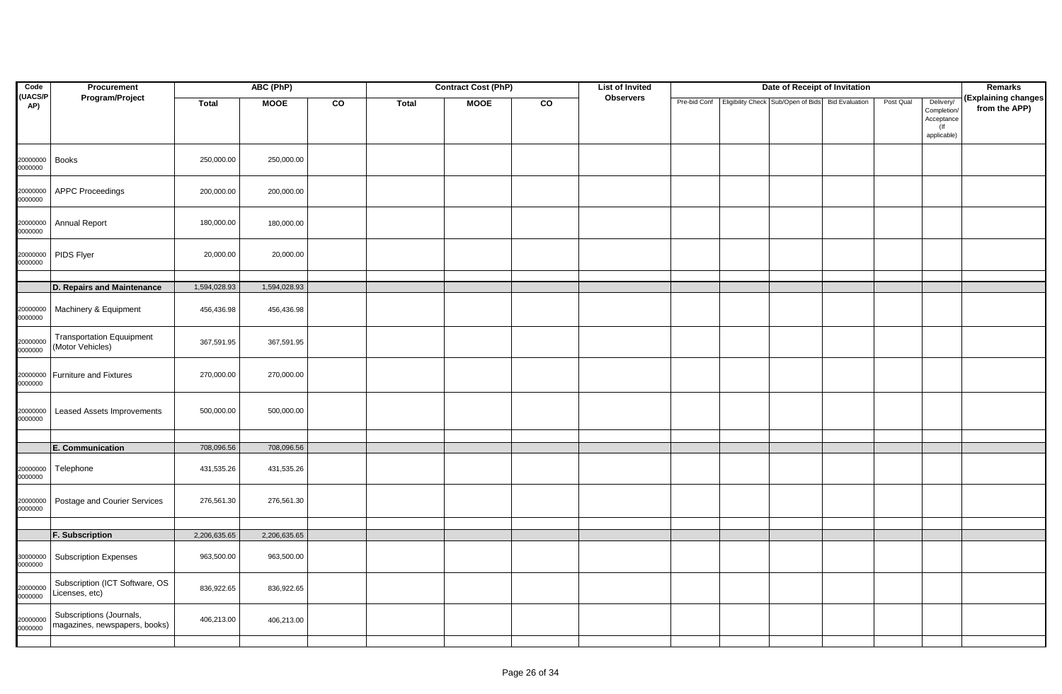| Code (UACS/PAP) | Procurement Program/Project | ABC (PhP) | | | Contract Cost (PhP) | | | List of Invited Observers | Date of Receipt of Invitation | | | | | | Remarks (Explaining changes from the APP) |
|---|---|---|---|---|---|---|---|---|---|---|---|---|---|---|---|
| | | Total | MOOE | CO | Total | MOOE | CO | | Pre-bid Conf | Eligibility Check | Sub/Open of Bids | Bid Evaluation | Post Qual | Delivery/ Completion/ Acceptance (If applicable) | |
| 200000000000000 | Books | 250,000.00 | 250,000.00 | | | | | | | | | | | | |
| 200000000000000 | APPC Proceedings | 200,000.00 | 200,000.00 | | | | | | | | | | | | |
| 200000000000000 | Annual Report | 180,000.00 | 180,000.00 | | | | | | | | | | | | |
| 200000000000000 | PIDS Flyer | 20,000.00 | 20,000.00 | | | | | | | | | | | | |
| | | | | | | | | | | | | | | | |
| | **D. Repairs and Maintenance** | 1,594,028.93 | 1,594,028.93 | | | | | | | | | | | | |
| 200000000000000 | Machinery & Equipment | 456,436.98 | 456,436.98 | | | | | | | | | | | | |
| 200000000000000 | Transportation Equuipment (Motor Vehicles) | 367,591.95 | 367,591.95 | | | | | | | | | | | | |
| 200000000000000 | Furniture and Fixtures | 270,000.00 | 270,000.00 | | | | | | | | | | | | |
| 200000000000000 | Leased Assets Improvements | 500,000.00 | 500,000.00 | | | | | | | | | | | | |
| | | | | | | | | | | | | | | | |
| | **E. Communication** | 708,096.56 | 708,096.56 | | | | | | | | | | | | |
| 200000000000000 | Telephone | 431,535.26 | 431,535.26 | | | | | | | | | | | | |
| 200000000000000 | Postage and Courier Services | 276,561.30 | 276,561.30 | | | | | | | | | | | | |
| | | | | | | | | | | | | | | | |
| | **F. Subscription** | 2,206,635.65 | 2,206,635.65 | | | | | | | | | | | | |
| 300000000000000 | Subscription Expenses | 963,500.00 | 963,500.00 | | | | | | | | | | | | |
| 200000000000000 | Subscription (ICT Software, OS Licenses, etc) | 836,922.65 | 836,922.65 | | | | | | | | | | | | |
| 200000000000000 | Subscriptions (Journals, magazines, newspapers, books) | 406,213.00 | 406,213.00 | | | | | | | | | | | | |
| | | | | | | | | | | | | | | | |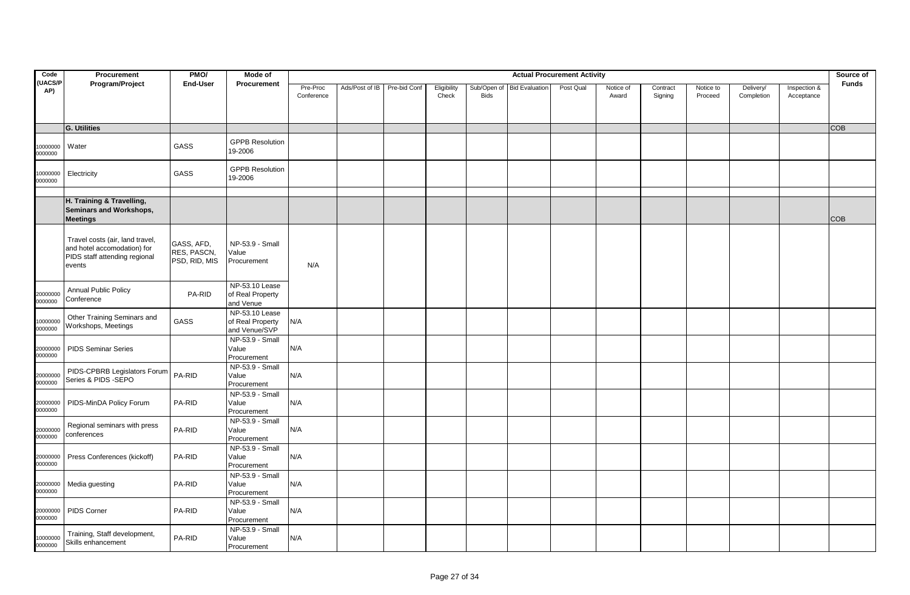| Code (UACS/PAP) | Procurement Program/Project | PMO/ End-User | Mode of Procurement | Actual Procurement Activity | | | | | | | | | | | | | Source of Funds |
|---|---|---|---|---|---|---|---|---|---|---|---|---|---|---|---|---|---|
| | | | | Pre-Proc Conference | Ads/Post of IB | Pre-bid Conf | Eligibility Check | Sub/Open of Bids | Bid Evaluation | Post Qual | Notice of Award | Contract Signing | Notice to Proceed | Delivery/ Completion | Inspection & Acceptance | | |
| | **G. Utilities** | | | | | | | | | | | | | | | | COB |
| 100000000000000 | Water | GASS | GPPB Resolution 19-2006 | | | | | | | | | | | | | | |
| 100000000000000 | Electricity | GASS | GPPB Resolution 19-2006 | | | | | | | | | | | | | | |
| | **H. Training & Travelling, Seminars and Workshops, Meetings** | | | | | | | | | | | | | | | | COB |
| | Travel costs (air, land travel, and hotel accomodation) for PIDS staff attending regional events | GASS, AFD, RES, PASCN, PSD, RID, MIS | NP-53.9 - Small Value Procurement | N/A | | | | | | | | | | | | | |
| 200000000000000 | Annual Public Policy Conference | PA-RID | NP-53.10 Lease of Real Property and Venue | | | | | | | | | | | | | | |
| 100000000000000 | Other Training Seminars and Workshops, Meetings | GASS | NP-53.10 Lease of Real Property and Venue/SVP | N/A | | | | | | | | | | | | | |
| 200000000000000 | PIDS Seminar Series | | NP-53.9 - Small Value Procurement | N/A | | | | | | | | | | | | | |
| 200000000000000 | PIDS-CPBRB Legislators Forum Series & PIDS -SEPO | PA-RID | NP-53.9 - Small Value Procurement | N/A | | | | | | | | | | | | | |
| 200000000000000 | PIDS-MinDA Policy Forum | PA-RID | NP-53.9 - Small Value Procurement | N/A | | | | | | | | | | | | | |
| 200000000000000 | Regional seminars with press conferences | PA-RID | NP-53.9 - Small Value Procurement | N/A | | | | | | | | | | | | | |
| 200000000000000 | Press Conferences (kickoff) | PA-RID | NP-53.9 - Small Value Procurement | N/A | | | | | | | | | | | | | |
| 200000000000000 | Media guesting | PA-RID | NP-53.9 - Small Value Procurement | N/A | | | | | | | | | | | | | |
| 200000000000000 | PIDS Corner | PA-RID | NP-53.9 - Small Value Procurement | N/A | | | | | | | | | | | | | |
| 100000000000000 | Training, Staff development, Skills enhancement | PA-RID | NP-53.9 - Small Value Procurement | N/A | | | | | | | | | | | | | |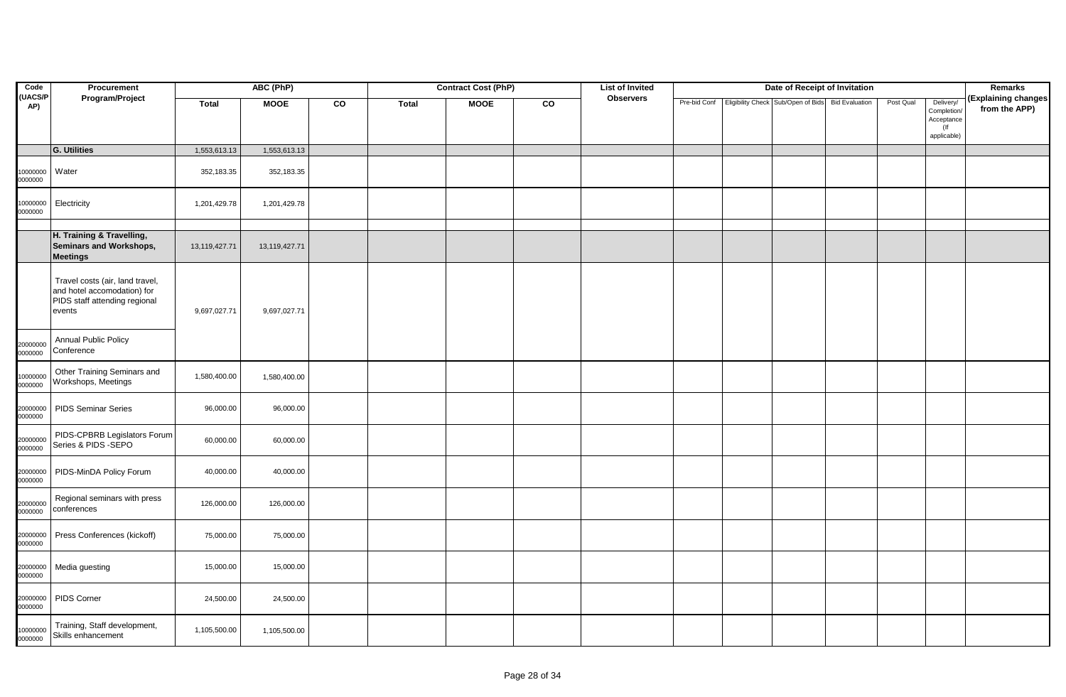| Code (UACS/PAP) | Procurement Program/Project | ABC (PhP) | | | Contract Cost (PhP) | | | List of Invited Observers | Date of Receipt of Invitation | | | | | | Remarks (Explaining changes from the APP) |
|---|---|---|---|---|---|---|---|---|---|---|---|---|---|---|---|
| | | Total | MOOE | CO | Total | MOOE | CO | | Pre-bid Conf | Eligibility Check | Sub/Open of Bids | Bid Evaluation | Post Qual | Delivery/ Completion/ Acceptance (If applicable) | |
| | **G. Utilities** | 1,553,613.13 | 1,553,613.13 | | | | | | | | | | | | |
| 10000000 0000000 | Water | 352,183.35 | 352,183.35 | | | | | | | | | | | | |
| 10000000 0000000 | Electricity | 1,201,429.78 | 1,201,429.78 | | | | | | | | | | | | |
| | | | | | | | | | | | | | | | |
| | **H. Training & Travelling, Seminars and Workshops, Meetings** | 13,119,427.71 | 13,119,427.71 | | | | | | | | | | | | |
| | Travel costs (air, land travel, and hotel accomodation) for PIDS staff attending regional events | 9,697,027.71 | 9,697,027.71 | | | | | | | | | | | | |
| 20000000 0000000 | Annual Public Policy Conference | | | | | | | | | | | | | | |
| 10000000 0000000 | Other Training Seminars and Workshops, Meetings | 1,580,400.00 | 1,580,400.00 | | | | | | | | | | | | |
| 20000000 0000000 | PIDS Seminar Series | 96,000.00 | 96,000.00 | | | | | | | | | | | | |
| 20000000 0000000 | PIDS-CPBRB Legislators Forum Series & PIDS -SEPO | 60,000.00 | 60,000.00 | | | | | | | | | | | | |
| 20000000 0000000 | PIDS-MinDA Policy Forum | 40,000.00 | 40,000.00 | | | | | | | | | | | | |
| 20000000 0000000 | Regional seminars with press conferences | 126,000.00 | 126,000.00 | | | | | | | | | | | | |
| 20000000 0000000 | Press Conferences (kickoff) | 75,000.00 | 75,000.00 | | | | | | | | | | | | |
| 20000000 0000000 | Media guesting | 15,000.00 | 15,000.00 | | | | | | | | | | | | |
| 20000000 0000000 | PIDS Corner | 24,500.00 | 24,500.00 | | | | | | | | | | | | |
| 10000000 0000000 | Training, Staff development, Skills enhancement | 1,105,500.00 | 1,105,500.00 | | | | | | | | | | | | |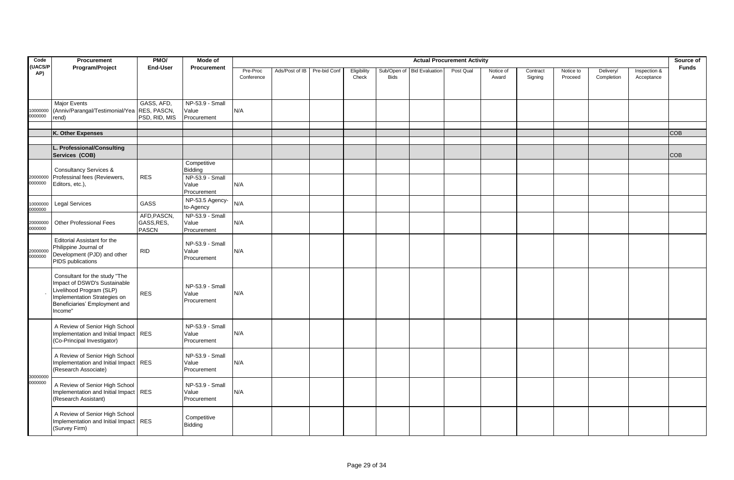| Code (UACS/PAP) | Procurement Program/Project | PMO/ End-User | Mode of Procurement | Actual Procurement Activity | | | | | | | | | | | | | Source of Funds |
|---|---|---|---|---|---|---|---|---|---|---|---|---|---|---|---|---|---|
| | | | | Pre-Proc Conference | Ads/Post of IB | Pre-bid Conf | Eligibility Check | Sub/Open of Bids | Bid Evaluation | Post Qual | Notice of Award | Contract Signing | Notice to Proceed | Delivery/ Completion | Inspection & Acceptance | | |
| 100000000000000 | Major Events (Anniv/Parangal/Testimonial/Yearend) | GASS, AFD, RES, PASCN, PSD, RID, MIS | NP-53.9 - Small Value Procurement | N/A | | | | | | | | | | | | | |
| | K. Other Expenses | | | | | | | | | | | | | | | | COB |
| | L. Professional/Consulting Services (COB) | | | | | | | | | | | | | | | | COB |
| 200000000000000 | Consultancy Services & Professinal fees (Reviewers, Editors, etc.), | RES | Competitive Bidding | | | | | | | | | | | | | | |
| | | | NP-53.9 - Small Value Procurement | N/A | | | | | | | | | | | | | |
| 100000000000000 | Legal Services | GASS | NP-53.5 Agency-to-Agency | N/A | | | | | | | | | | | | | |
| 200000000000000 | Other Professional Fees | AFD,PASCN, GASS,RES, PASCN | NP-53.9 - Small Value Procurement | N/A | | | | | | | | | | | | | |
| 200000000000000 | Editorial Assistant for the Philippine Journal of Development (PJD) and other PIDS publications | RID | NP-53.9 - Small Value Procurement | N/A | | | | | | | | | | | | | |
| - | Consultant for the study "The Impact of DSWD's Sustainable Livelihood Program (SLP) Implementation Strategies on Beneficiaries' Employment and Income" | RES | NP-53.9 - Small Value Procurement | N/A | | | | | | | | | | | | | |
| 300000000000000 | A Review of Senior High School Implementation and Initial Impact (Co-Principal Investigator) | RES | NP-53.9 - Small Value Procurement | N/A | | | | | | | | | | | | | |
| | A Review of Senior High School Implementation and Initial Impact (Research Associate) | RES | NP-53.9 - Small Value Procurement | N/A | | | | | | | | | | | | | |
| | A Review of Senior High School Implementation and Initial Impact (Research Assistant) | RES | NP-53.9 - Small Value Procurement | N/A | | | | | | | | | | | | | |
| | A Review of Senior High School Implementation and Initial Impact (Survey Firm) | RES | Competitive Bidding | | | | | | | | | | | | | | |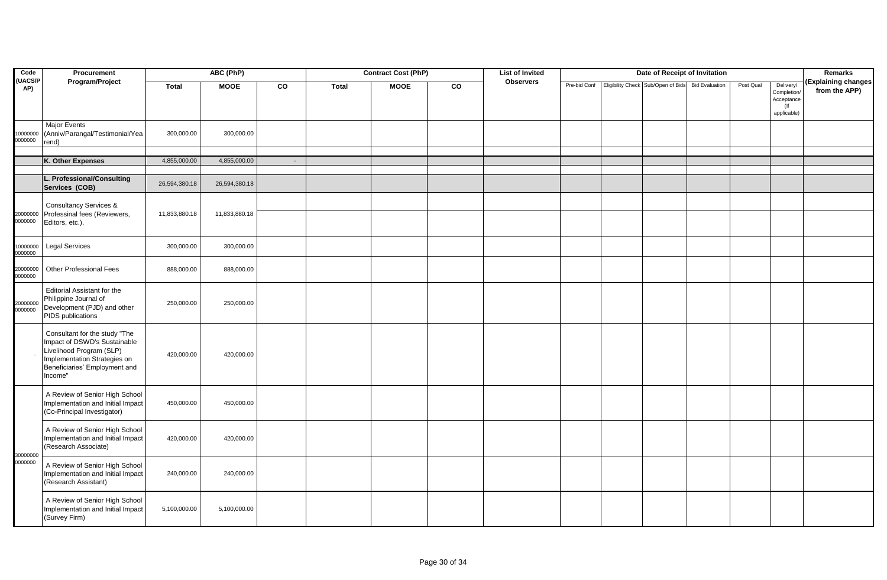| Code (UACS/PAP) | Procurement Program/Project | ABC (PhP) | | | Contract Cost (PhP) | | | List of Invited Observers | Date of Receipt of Invitation | | | | | | Remarks (Explaining changes from the APP) |
|---|---|---|---|---|---|---|---|---|---|---|---|---|---|---|---|
| | | Total | MOOE | CO | Total | MOOE | CO | | Pre-bid Conf | Eligibility Check | Sub/Open of Bids | Bid Evaluation | Post Qual | Delivery/ Completion/ Acceptance (If applicable) | |
| 100000000000000 | Major Events (Anniv/Parangal/Testimonial/Yearend) | 300,000.00 | 300,000.00 | | | | | | | | | | | | |
| | **K. Other Expenses** | 4,855,000.00 | 4,855,000.00 | - | | | | | | | | | | | |
| | **L. Professional/Consulting Services (COB)** | 26,594,380.18 | 26,594,380.18 | | | | | | | | | | | | |
| 200000000000000 | Consultancy Services & Professinal fees (Reviewers, Editors, etc.), | 11,833,880.18 | 11,833,880.18 | | | | | | | | | | | | |
| 100000000000000 | Legal Services | 300,000.00 | 300,000.00 | | | | | | | | | | | | |
| 200000000000000 | Other Professional Fees | 888,000.00 | 888,000.00 | | | | | | | | | | | | |
| 200000000000000 | Editorial Assistant for the Philippine Journal of Development (PJD) and other PIDS publications | 250,000.00 | 250,000.00 | | | | | | | | | | | | |
| - | Consultant for the study "The Impact of DSWD's Sustainable Livelihood Program (SLP) Implementation Strategies on Beneficiaries' Employment and Income" | 420,000.00 | 420,000.00 | | | | | | | | | | | | |
| 300000000000000 | A Review of Senior High School Implementation and Initial Impact (Co-Principal Investigator) | 450,000.00 | 450,000.00 | | | | | | | | | | | | |
| | A Review of Senior High School Implementation and Initial Impact (Research Associate) | 420,000.00 | 420,000.00 | | | | | | | | | | | | |
| | A Review of Senior High School Implementation and Initial Impact (Research Assistant) | 240,000.00 | 240,000.00 | | | | | | | | | | | | |
| | A Review of Senior High School Implementation and Initial Impact (Survey Firm) | 5,100,000.00 | 5,100,000.00 | | | | | | | | | | | | |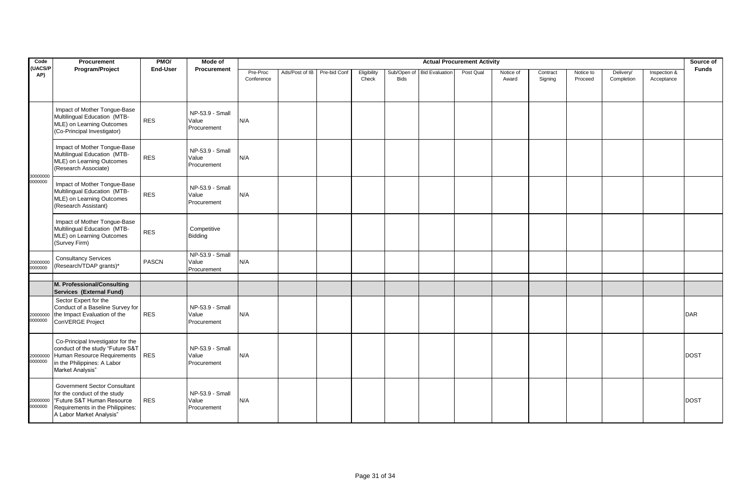| Code (UACS/PAP) | Procurement Program/Project | PMO/ End-User | Mode of Procurement | Actual Procurement Activity | | | | | | | | | | | | | Source of Funds |
|---|---|---|---|---|---|---|---|---|---|---|---|---|---|---|---|---|---|
| | | | | Pre-Proc Conference | Ads/Post of IB | Pre-bid Conf | Eligibility Check | Sub/Open of Bids | Bid Evaluation | Post Qual | Notice of Award | Contract Signing | Notice to Proceed | Delivery/ Completion | Inspection & Acceptance | | |
| 300000000000000 | Impact of Mother Tongue-Base Multilingual Education (MTB-MLE) on Learning Outcomes (Co-Principal Investigator) | RES | NP-53.9 - Small Value Procurement | N/A | | | | | | | | | | | | | |
| | Impact of Mother Tongue-Base Multilingual Education (MTB-MLE) on Learning Outcomes (Research Associate) | RES | NP-53.9 - Small Value Procurement | N/A | | | | | | | | | | | | | |
| | Impact of Mother Tongue-Base Multilingual Education (MTB-MLE) on Learning Outcomes (Research Assistant) | RES | NP-53.9 - Small Value Procurement | N/A | | | | | | | | | | | | | |
| | Impact of Mother Tongue-Base Multilingual Education (MTB-MLE) on Learning Outcomes (Survey Firm) | RES | Competitive Bidding | | | | | | | | | | | | | | |
| 200000000000000 | Consultancy Services (Research/TDAP grants)* | PASCN | NP-53.9 - Small Value Procurement | N/A | | | | | | | | | | | | | |
| | | | | | | | | | | | | | | | | | |
| | **M. Professional/Consulting Services (External Fund)** | | | | | | | | | | | | | | | | |
| 200000000000000 | Sector Expert for the Conduct of a Baseline Survey for the Impact Evaluation of the ConVERGE Project | RES | NP-53.9 - Small Value Procurement | N/A | | | | | | | | | | | | | DAR |
| 200000000000000 | Co-Principal Investigator for the conduct of the study "Future S&T Human Resource Requirements in the Philippines: A Labor Market Analysis" | RES | NP-53.9 - Small Value Procurement | N/A | | | | | | | | | | | | | DOST |
| 200000000000000 | Government Sector Consultant for the conduct of the study "Future S&T Human Resource Requirements in the Philippines: A Labor Market Analysis" | RES | NP-53.9 - Small Value Procurement | N/A | | | | | | | | | | | | | DOST |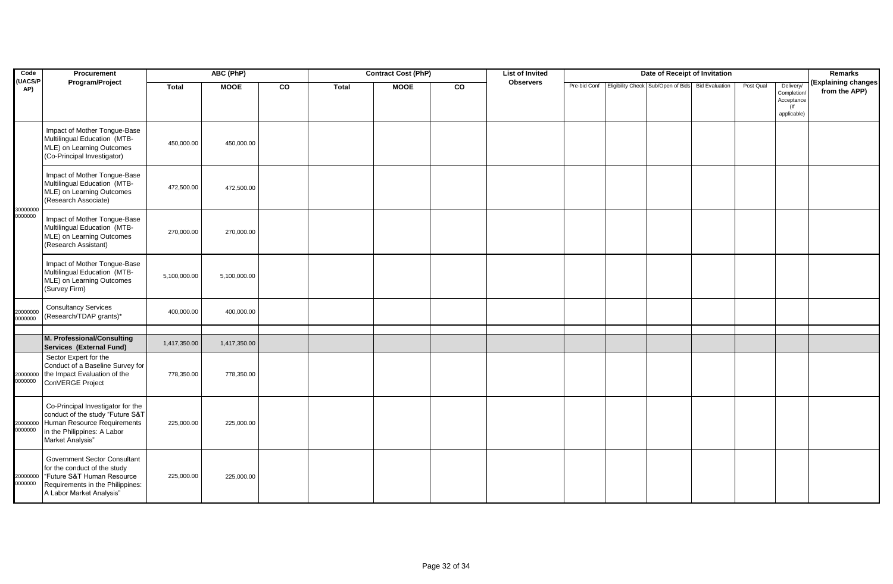| Code (UACS/PAP) | Procurement Program/Project | ABC (PhP) | | | Contract Cost (PhP) | | | List of Invited Observers | Date of Receipt of Invitation | | | | | | Remarks (Explaining changes from the APP) |
|---|---|---|---|---|---|---|---|---|---|---|---|---|---|---|---|
| | | Total | MOOE | CO | Total | MOOE | CO | | Pre-bid Conf | Eligibility Check | Sub/Open of Bids | Bid Evaluation | Post Qual | Delivery/ Completion/ Acceptance (If applicable) | |
| 300000000000000 | Impact of Mother Tongue-Base Multilingual Education (MTB-MLE) on Learning Outcomes (Co-Principal Investigator) | 450,000.00 | 450,000.00 | | | | | | | | | | | | |
| | Impact of Mother Tongue-Base Multilingual Education (MTB-MLE) on Learning Outcomes (Research Associate) | 472,500.00 | 472,500.00 | | | | | | | | | | | | |
| | Impact of Mother Tongue-Base Multilingual Education (MTB-MLE) on Learning Outcomes (Research Assistant) | 270,000.00 | 270,000.00 | | | | | | | | | | | | |
| | Impact of Mother Tongue-Base Multilingual Education (MTB-MLE) on Learning Outcomes (Survey Firm) | 5,100,000.00 | 5,100,000.00 | | | | | | | | | | | | |
| 200000000000000 | Consultancy Services (Research/TDAP grants)* | 400,000.00 | 400,000.00 | | | | | | | | | | | | |
| | **M. Professional/Consulting Services (External Fund)** | 1,417,350.00 | 1,417,350.00 | | | | | | | | | | | | |
| 200000000000000 | Sector Expert for the Conduct of a Baseline Survey for the Impact Evaluation of the ConVERGE Project | 778,350.00 | 778,350.00 | | | | | | | | | | | | |
| 200000000000000 | Co-Principal Investigator for the conduct of the study "Future S&T Human Resource Requirements in the Philippines: A Labor Market Analysis" | 225,000.00 | 225,000.00 | | | | | | | | | | | | |
| 200000000000000 | Government Sector Consultant for the conduct of the study "Future S&T Human Resource Requirements in the Philippines: A Labor Market Analysis" | 225,000.00 | 225,000.00 | | | | | | | | | | | | |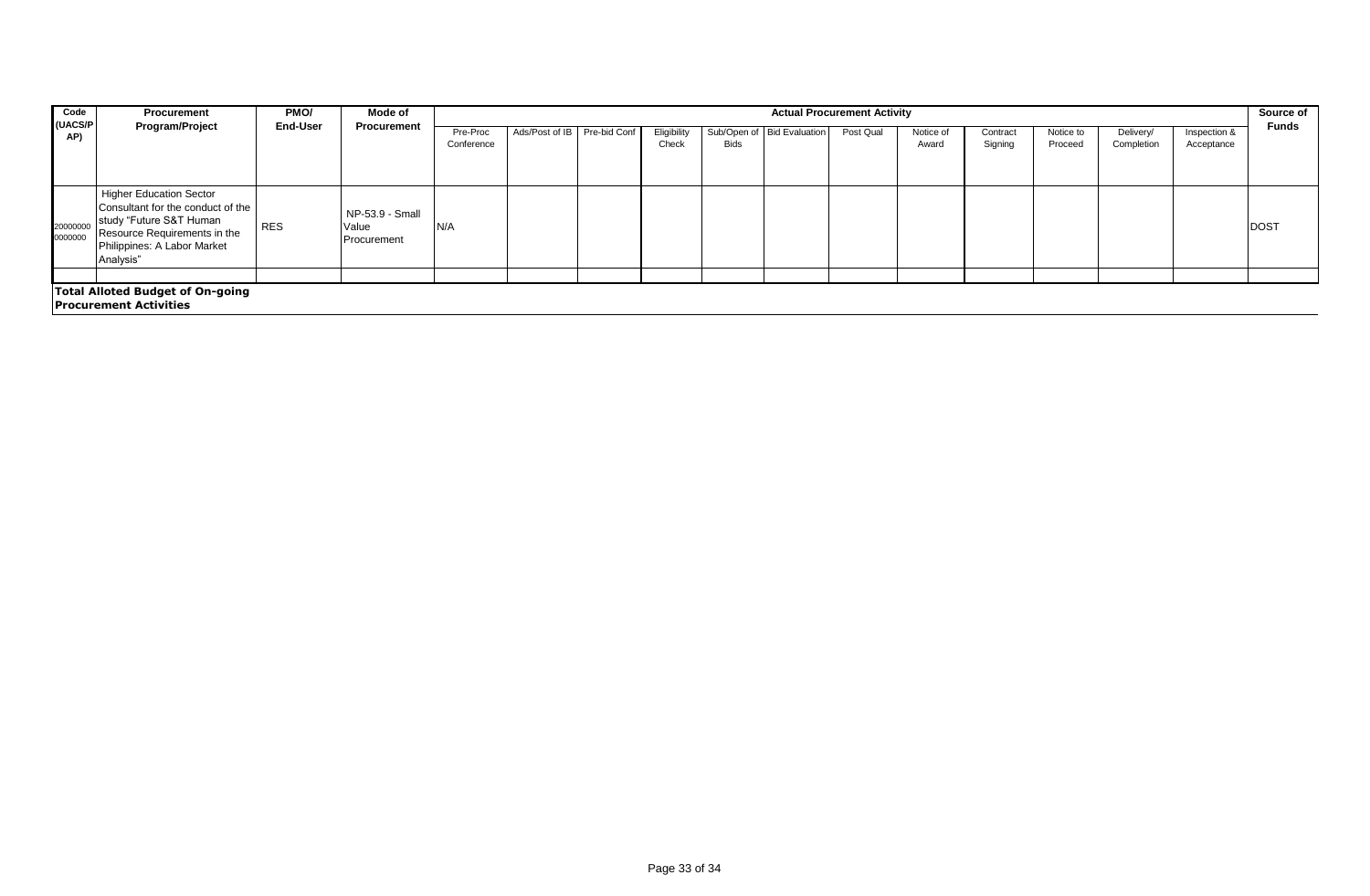| Code (UACS/PAP) | Procurement Program/Project | PMO/ End-User | Mode of Procurement | Actual Procurement Activity | | | | | | | | | | | | Source of Funds |
|---|---|---|---|---|---|---|---|---|---|---|---|---|---|---|---|---|
| | | | | Pre-Proc Conference | Ads/Post of IB | Pre-bid Conf | Eligibility Check | Sub/Open of Bids | Bid Evaluation | Post Qual | Notice of Award | Contract Signing | Notice to Proceed | Delivery/ Completion | Inspection & Acceptance | |
| 200000000000000 | Higher Education Sector Consultant for the conduct of the study "Future S&T Human Resource Requirements in the Philippines: A Labor Market Analysis" | RES | NP-53.9 - Small Value Procurement | N/A | | | | | | | | | | | | DOST |
| | | | | | | | | | | | | | | | | |

**Total Alloted Budget of On-going Procurement Activities**